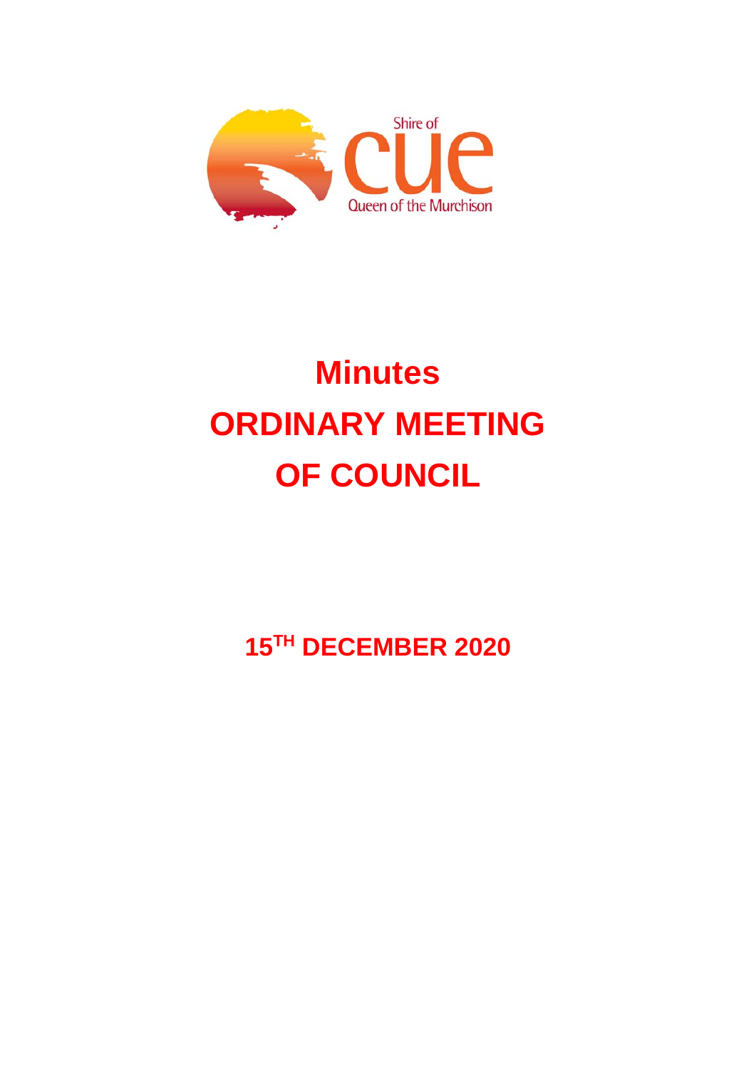Shire of

cue

Queen of the Murchison

# Minutes
# ORDINARY MEETING OF COUNCIL

## 15TH DECEMBER 2020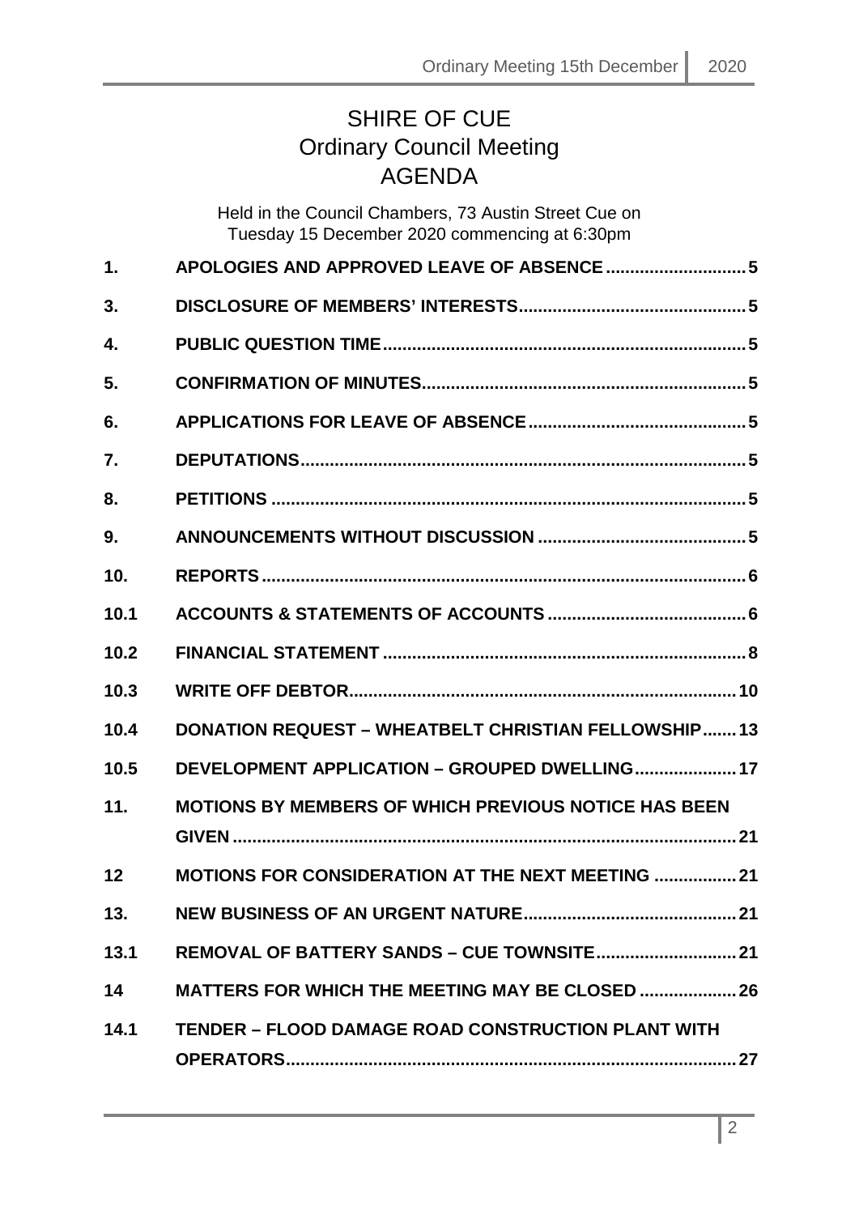# SHIRE OF CUE
## Ordinary Council Meeting
## AGENDA

Held in the Council Chambers, 73 Austin Street Cue on
Tuesday 15 December 2020 commencing at 6:30pm

| | | |
|---|---|---|
| **1.** | **APOLOGIES AND APPROVED LEAVE OF ABSENCE** | **5** |
| **3.** | **DISCLOSURE OF MEMBERS' INTERESTS** | **5** |
| **4.** | **PUBLIC QUESTION TIME** | **5** |
| **5.** | **CONFIRMATION OF MINUTES** | **5** |
| **6.** | **APPLICATIONS FOR LEAVE OF ABSENCE** | **5** |
| **7.** | **DEPUTATIONS** | **5** |
| **8.** | **PETITIONS** | **5** |
| **9.** | **ANNOUNCEMENTS WITHOUT DISCUSSION** | **5** |
| **10.** | **REPORTS** | **6** |
| **10.1** | **ACCOUNTS & STATEMENTS OF ACCOUNTS** | **6** |
| **10.2** | **FINANCIAL STATEMENT** | **8** |
| **10.3** | **WRITE OFF DEBTOR** | **10** |
| **10.4** | **DONATION REQUEST – WHEATBELT CHRISTIAN FELLOWSHIP** | **13** |
| **10.5** | **DEVELOPMENT APPLICATION – GROUPED DWELLING** | **17** |
| **11.** | **MOTIONS BY MEMBERS OF WHICH PREVIOUS NOTICE HAS BEEN GIVEN** | **21** |
| **12** | **MOTIONS FOR CONSIDERATION AT THE NEXT MEETING** | **21** |
| **13.** | **NEW BUSINESS OF AN URGENT NATURE** | **21** |
| **13.1** | **REMOVAL OF BATTERY SANDS – CUE TOWNSITE** | **21** |
| **14** | **MATTERS FOR WHICH THE MEETING MAY BE CLOSED** | **26** |
| **14.1** | **TENDER – FLOOD DAMAGE ROAD CONSTRUCTION PLANT WITH OPERATORS** | **27** |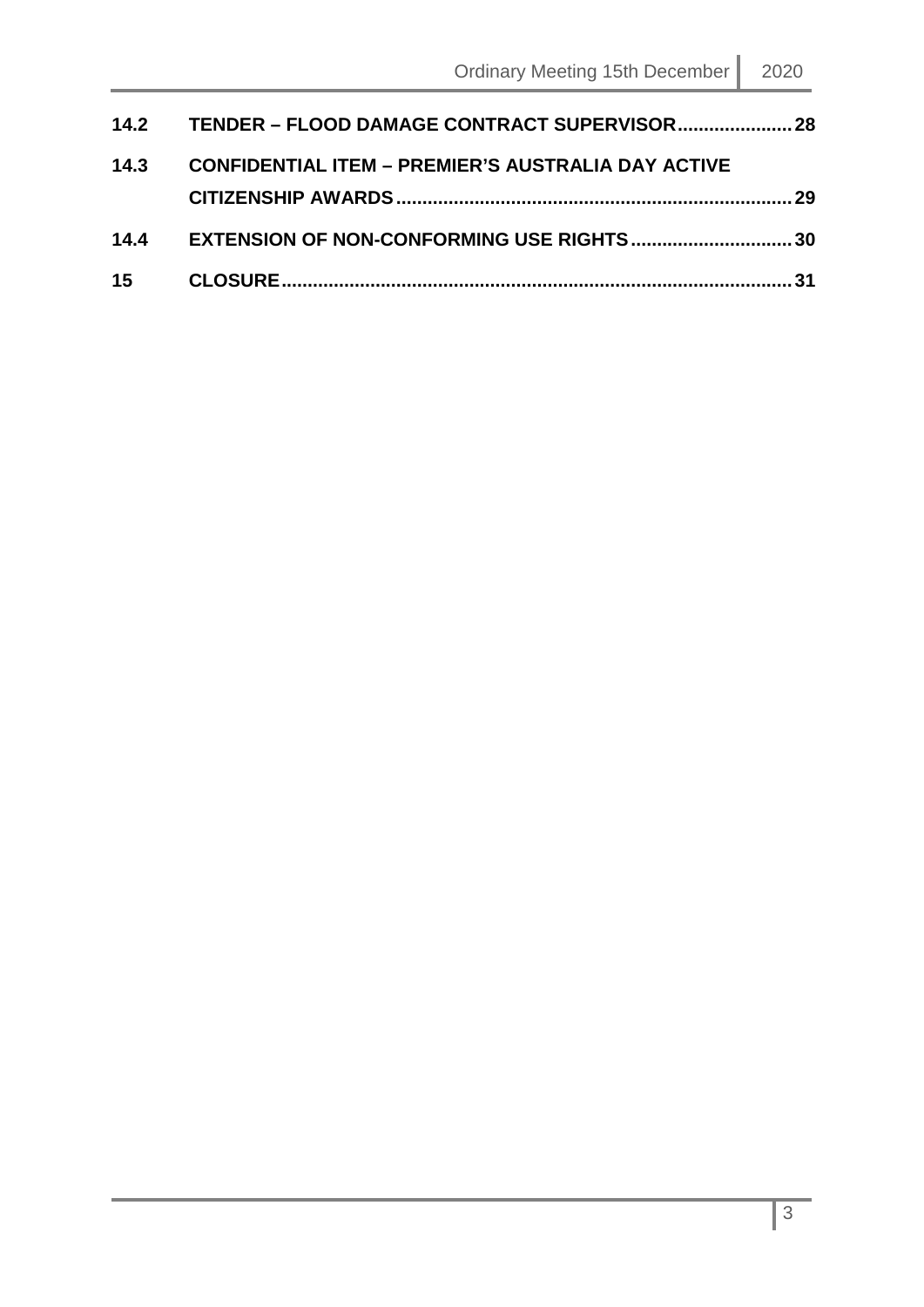**14.2 TENDER – FLOOD DAMAGE CONTRACT SUPERVISOR......................28**

**14.3 CONFIDENTIAL ITEM – PREMIER'S AUSTRALIA DAY ACTIVE CITIZENSHIP AWARDS..........................................................................29**

**14.4 EXTENSION OF NON-CONFORMING USE RIGHTS...............................30**

**15 CLOSURE.................................................................................................31**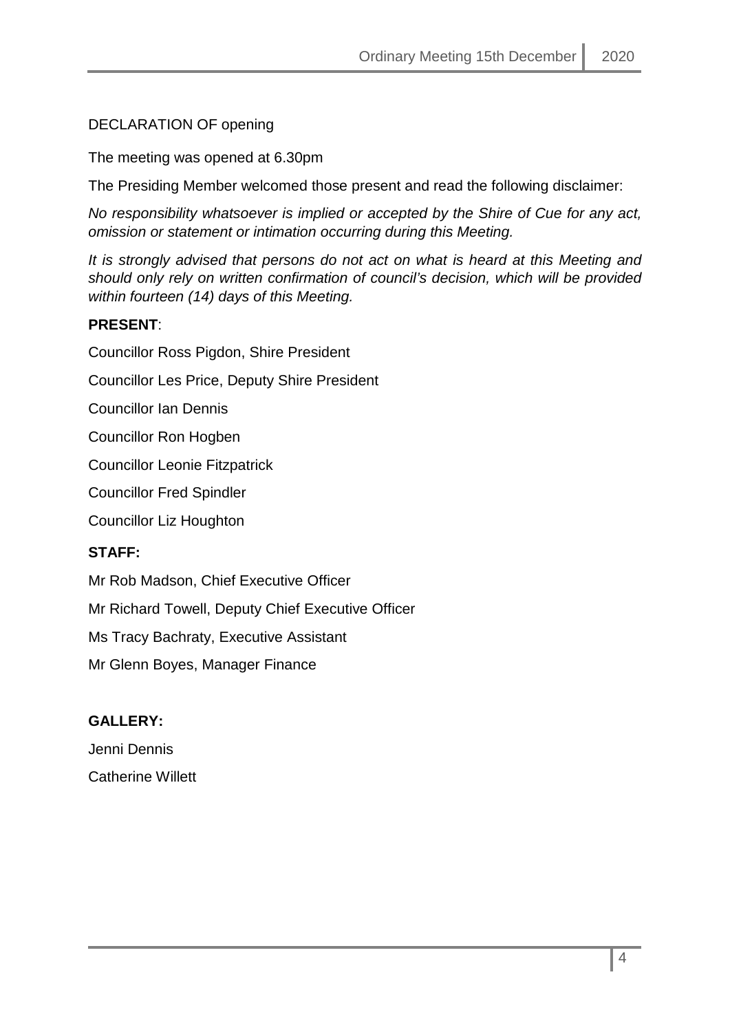DECLARATION OF opening

The meeting was opened at 6.30pm

The Presiding Member welcomed those present and read the following disclaimer:

*No responsibility whatsoever is implied or accepted by the Shire of Cue for any act, omission or statement or intimation occurring during this Meeting.*

*It is strongly advised that persons do not act on what is heard at this Meeting and should only rely on written confirmation of council's decision, which will be provided within fourteen (14) days of this Meeting.*

**PRESENT**:

Councillor Ross Pigdon, Shire President

Councillor Les Price, Deputy Shire President

Councillor Ian Dennis

Councillor Ron Hogben

Councillor Leonie Fitzpatrick

Councillor Fred Spindler

Councillor Liz Houghton

**STAFF:**

Mr Rob Madson, Chief Executive Officer

Mr Richard Towell, Deputy Chief Executive Officer

Ms Tracy Bachraty, Executive Assistant

Mr Glenn Boyes, Manager Finance

**GALLERY:**

Jenni Dennis

Catherine Willett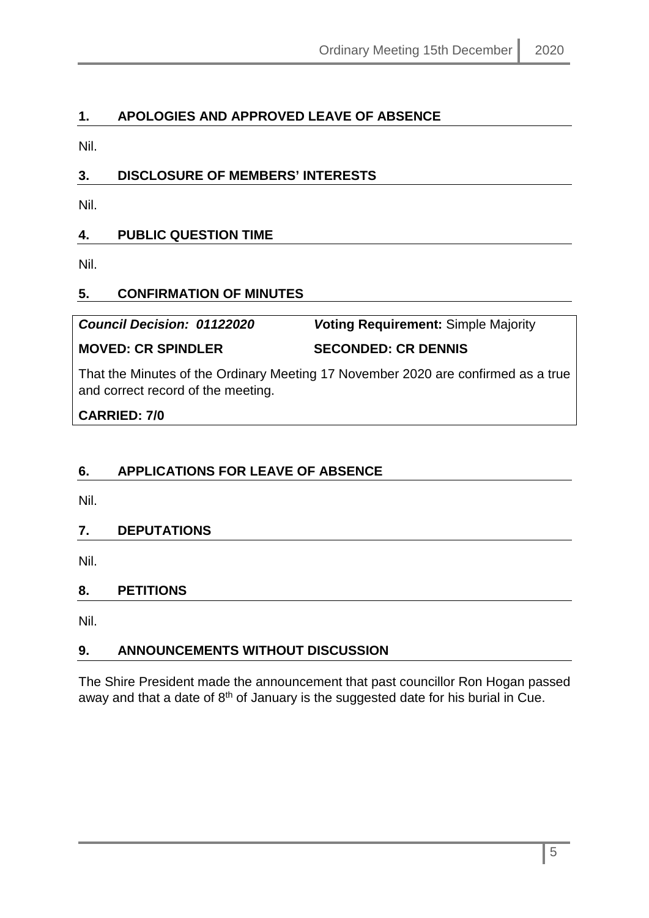## 1. APOLOGIES AND APPROVED LEAVE OF ABSENCE

Nil.

## 3. DISCLOSURE OF MEMBERS' INTERESTS

Nil.

## 4. PUBLIC QUESTION TIME

Nil.

## 5. CONFIRMATION OF MINUTES

***Council Decision: 01122020*** ***V*oting Requirement:** Simple Majority

**MOVED: CR SPINDLER** **SECONDED: CR DENNIS**

That the Minutes of the Ordinary Meeting 17 November 2020 are confirmed as a true and correct record of the meeting.

**CARRIED: 7/0**

## 6. APPLICATIONS FOR LEAVE OF ABSENCE

Nil.

## 7. DEPUTATIONS

Nil.

## 8. PETITIONS

Nil.

## 9. ANNOUNCEMENTS WITHOUT DISCUSSION

The Shire President made the announcement that past councillor Ron Hogan passed away and that a date of 8th of January is the suggested date for his burial in Cue.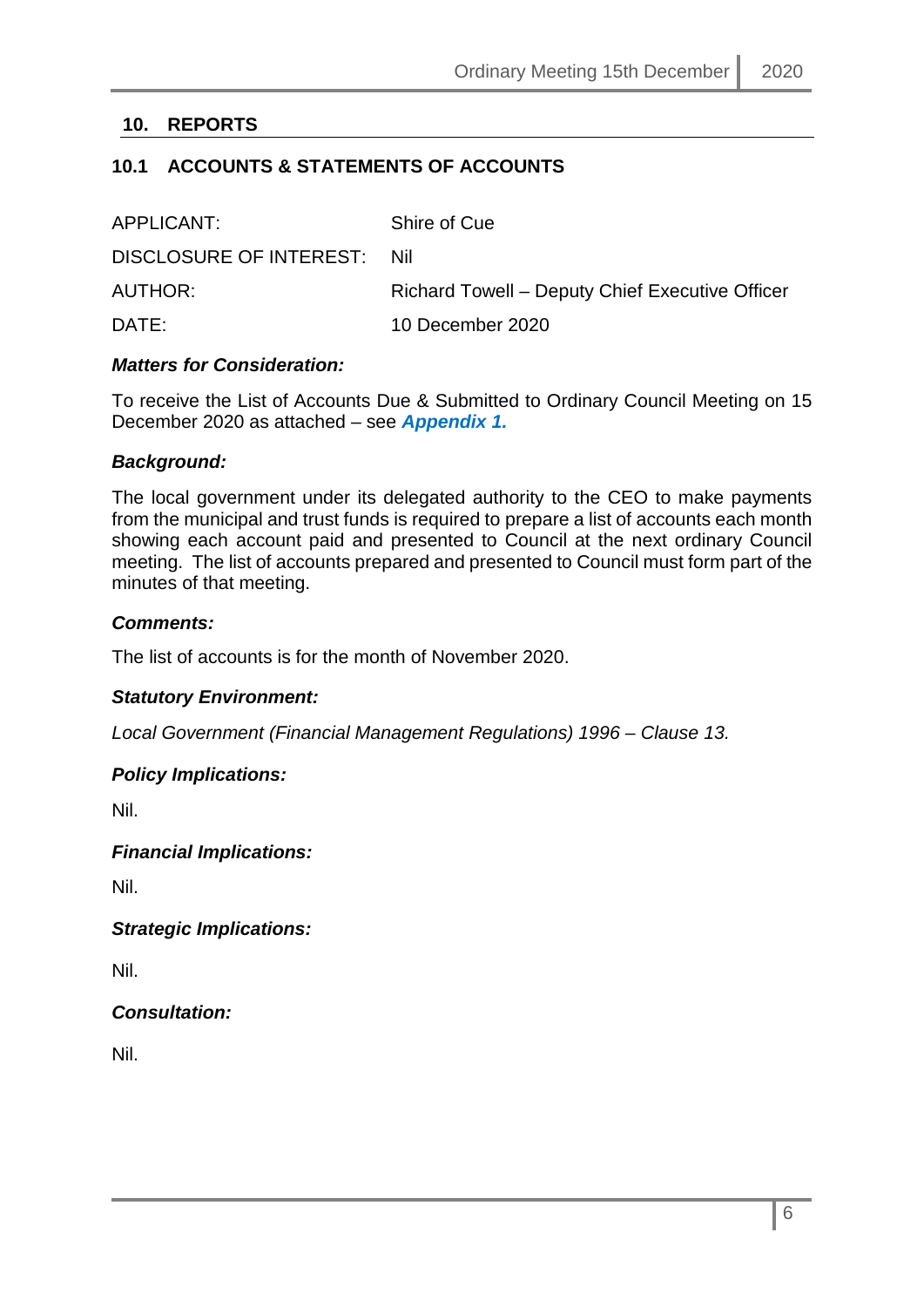## 10. REPORTS

### 10.1 ACCOUNTS & STATEMENTS OF ACCOUNTS

| | |
|---|---|
| APPLICANT: | Shire of Cue |
| DISCLOSURE OF INTEREST: | Nil |
| AUTHOR: | Richard Towell – Deputy Chief Executive Officer |
| DATE: | 10 December 2020 |

***Matters for Consideration:***

To receive the List of Accounts Due & Submitted to Ordinary Council Meeting on 15 December 2020 as attached – see ***Appendix 1.***

***Background:***

The local government under its delegated authority to the CEO to make payments from the municipal and trust funds is required to prepare a list of accounts each month showing each account paid and presented to Council at the next ordinary Council meeting. The list of accounts prepared and presented to Council must form part of the minutes of that meeting.

***Comments:***

The list of accounts is for the month of November 2020.

***Statutory Environment:***

*Local Government (Financial Management Regulations) 1996 – Clause 13.*

***Policy Implications:***

Nil.

***Financial Implications:***

Nil.

***Strategic Implications:***

Nil.

***Consultation:***

Nil.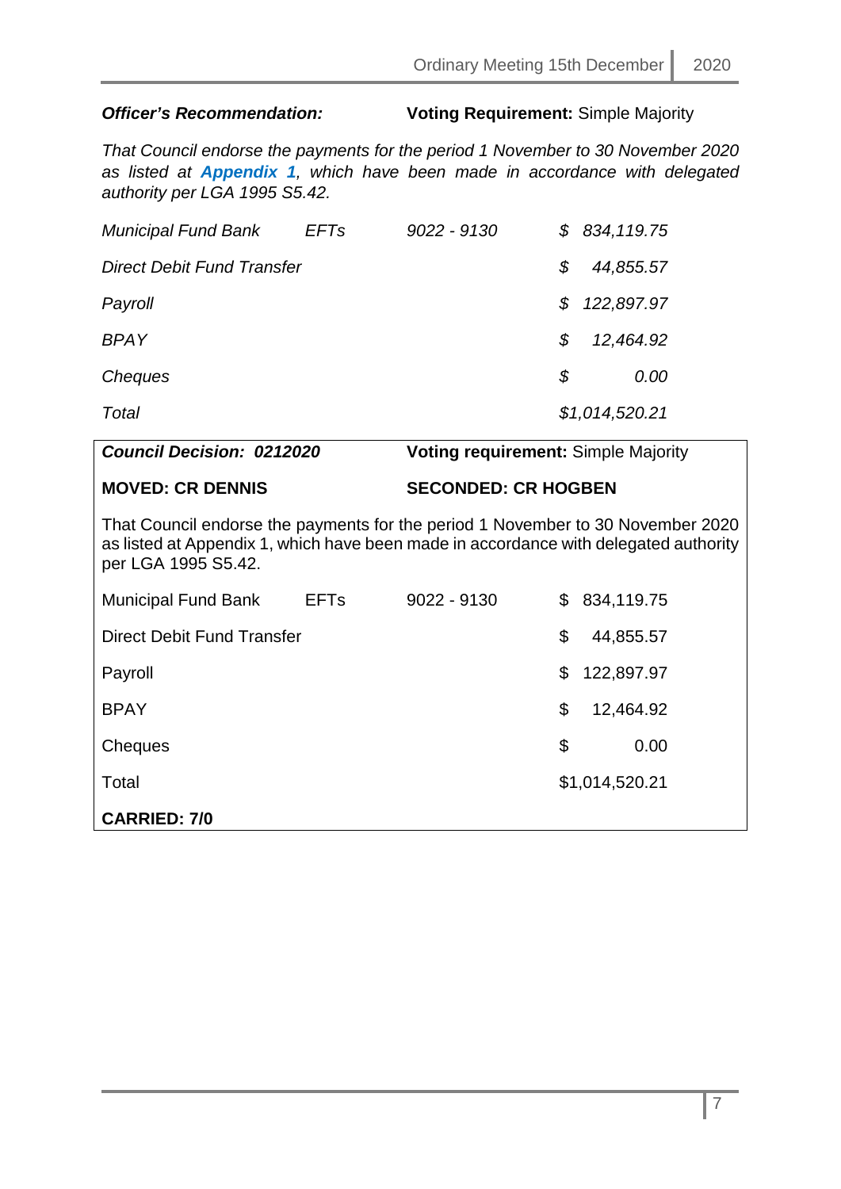***Officer's Recommendation:*** **Voting Requirement:** Simple Majority

*That Council endorse the payments for the period 1 November to 30 November 2020 as listed at **Appendix 1**, which have been made in accordance with delegated authority per LGA 1995 S5.42.*

| | | | |
|---|---|---|---|
| *Municipal Fund Bank* | *EFTs* | *9022 - 9130* | *$ 834,119.75* |
| *Direct Debit Fund Transfer* | | | *$ 44,855.57* |
| *Payroll* | | | *$ 122,897.97* |
| *BPAY* | | | *$ 12,464.92* |
| *Cheques* | | | *$ 0.00* |
| *Total* | | | *$1,014,520.21* |

***Council Decision: 0212020*** **Voting requirement:** Simple Majority

**MOVED: CR DENNIS** **SECONDED: CR HOGBEN**

That Council endorse the payments for the period 1 November to 30 November 2020 as listed at Appendix 1, which have been made in accordance with delegated authority per LGA 1995 S5.42.

| | | | |
|---|---|---|---|
| Municipal Fund Bank | EFTs | 9022 - 9130 | $ 834,119.75 |
| Direct Debit Fund Transfer | | | $ 44,855.57 |
| Payroll | | | $ 122,897.97 |
| BPAY | | | $ 12,464.92 |
| Cheques | | | $ 0.00 |
| Total | | | $1,014,520.21 |

**CARRIED: 7/0**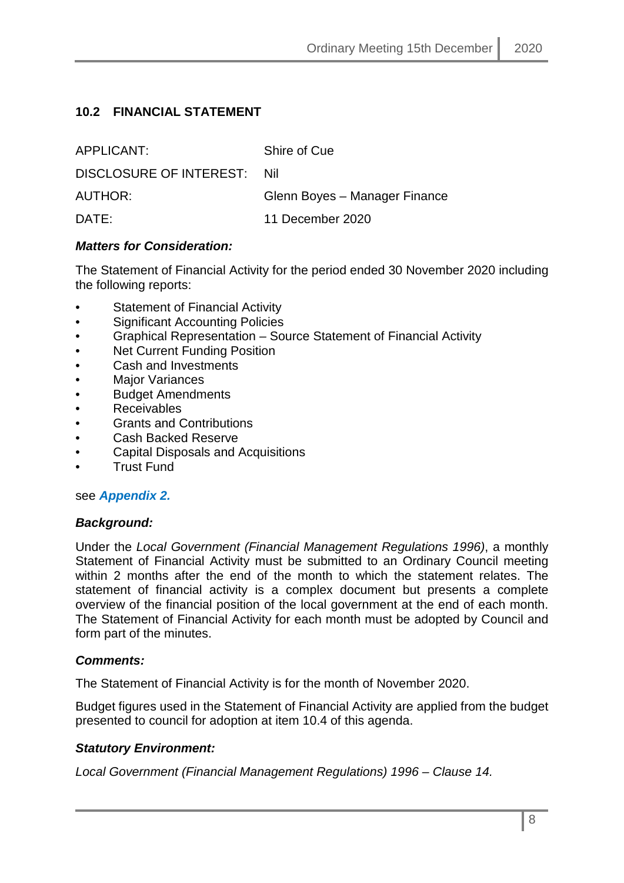## 10.2 FINANCIAL STATEMENT

| | |
|---|---|
| APPLICANT: | Shire of Cue |
| DISCLOSURE OF INTEREST: | Nil |
| AUTHOR: | Glenn Boyes – Manager Finance |
| DATE: | 11 December 2020 |

***Matters for Consideration:***

The Statement of Financial Activity for the period ended 30 November 2020 including the following reports:

- Statement of Financial Activity
- Significant Accounting Policies
- Graphical Representation – Source Statement of Financial Activity
- Net Current Funding Position
- Cash and Investments
- Major Variances
- Budget Amendments
- Receivables
- Grants and Contributions
- Cash Backed Reserve
- Capital Disposals and Acquisitions
- Trust Fund

see ***Appendix 2.***

***Background:***

Under the *Local Government (Financial Management Regulations 1996)*, a monthly Statement of Financial Activity must be submitted to an Ordinary Council meeting within 2 months after the end of the month to which the statement relates. The statement of financial activity is a complex document but presents a complete overview of the financial position of the local government at the end of each month. The Statement of Financial Activity for each month must be adopted by Council and form part of the minutes.

***Comments:***

The Statement of Financial Activity is for the month of November 2020.

Budget figures used in the Statement of Financial Activity are applied from the budget presented to council for adoption at item 10.4 of this agenda.

***Statutory Environment:***

*Local Government (Financial Management Regulations) 1996 – Clause 14.*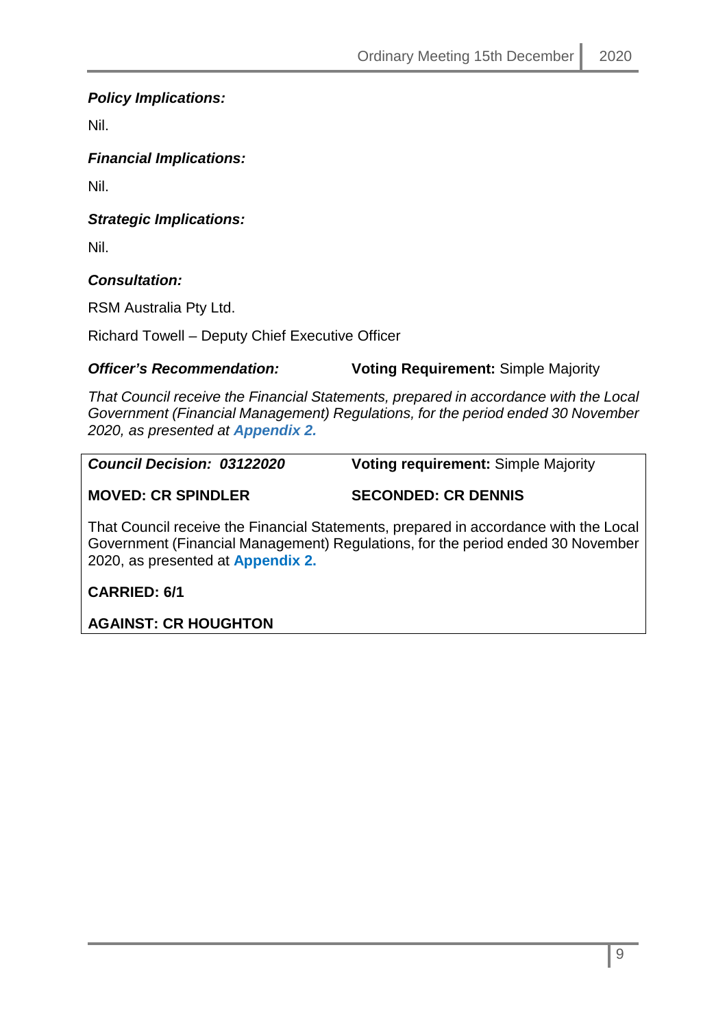***Policy Implications:***

Nil.

***Financial Implications:***

Nil.

***Strategic Implications:***

Nil.

***Consultation:***

RSM Australia Pty Ltd.

Richard Towell – Deputy Chief Executive Officer

***Officer's Recommendation:*** **Voting Requirement:** Simple Majority

*That Council receive the Financial Statements, prepared in accordance with the Local Government (Financial Management) Regulations, for the period ended 30 November 2020, as presented at* ***Appendix 2.***

***Council Decision: 03122020*** **Voting requirement:** Simple Majority

**MOVED: CR SPINDLER** **SECONDED: CR DENNIS**

That Council receive the Financial Statements, prepared in accordance with the Local Government (Financial Management) Regulations, for the period ended 30 November 2020, as presented at **Appendix 2.**

**CARRIED: 6/1**

**AGAINST: CR HOUGHTON**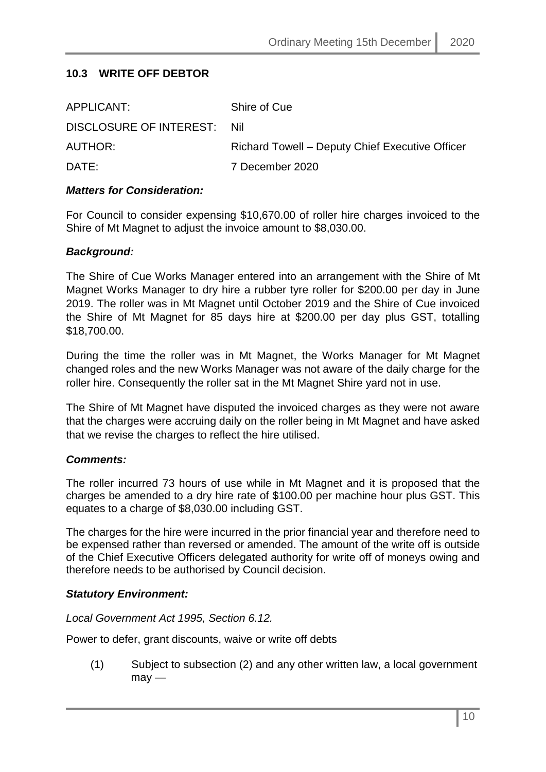## 10.3 WRITE OFF DEBTOR

| | |
|---|---|
| APPLICANT: | Shire of Cue |
| DISCLOSURE OF INTEREST: | Nil |
| AUTHOR: | Richard Towell – Deputy Chief Executive Officer |
| DATE: | 7 December 2020 |

***Matters for Consideration:***

For Council to consider expensing $10,670.00 of roller hire charges invoiced to the Shire of Mt Magnet to adjust the invoice amount to $8,030.00.

***Background:***

The Shire of Cue Works Manager entered into an arrangement with the Shire of Mt Magnet Works Manager to dry hire a rubber tyre roller for $200.00 per day in June 2019. The roller was in Mt Magnet until October 2019 and the Shire of Cue invoiced the Shire of Mt Magnet for 85 days hire at $200.00 per day plus GST, totalling $18,700.00.

During the time the roller was in Mt Magnet, the Works Manager for Mt Magnet changed roles and the new Works Manager was not aware of the daily charge for the roller hire. Consequently the roller sat in the Mt Magnet Shire yard not in use.

The Shire of Mt Magnet have disputed the invoiced charges as they were not aware that the charges were accruing daily on the roller being in Mt Magnet and have asked that we revise the charges to reflect the hire utilised.

***Comments:***

The roller incurred 73 hours of use while in Mt Magnet and it is proposed that the charges be amended to a dry hire rate of $100.00 per machine hour plus GST. This equates to a charge of $8,030.00 including GST.

The charges for the hire were incurred in the prior financial year and therefore need to be expensed rather than reversed or amended. The amount of the write off is outside of the Chief Executive Officers delegated authority for write off of moneys owing and therefore needs to be authorised by Council decision.

***Statutory Environment:***

*Local Government Act 1995, Section 6.12.*

Power to defer, grant discounts, waive or write off debts

(1) Subject to subsection (2) and any other written law, a local government may —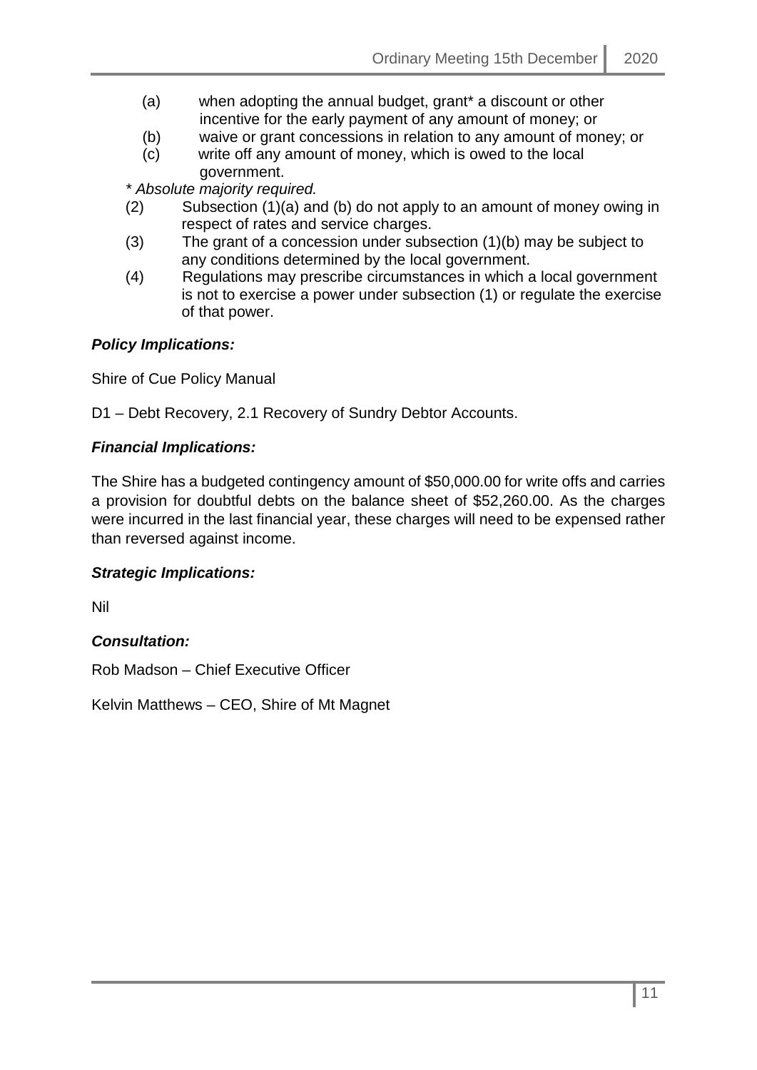(a) when adopting the annual budget, grant* a discount or other incentive for the early payment of any amount of money; or

(b) waive or grant concessions in relation to any amount of money; or

(c) write off any amount of money, which is owed to the local government.

*\* Absolute majority required.*

(2) Subsection (1)(a) and (b) do not apply to an amount of money owing in respect of rates and service charges.

(3) The grant of a concession under subsection (1)(b) may be subject to any conditions determined by the local government.

(4) Regulations may prescribe circumstances in which a local government is not to exercise a power under subsection (1) or regulate the exercise of that power.

***Policy Implications:***

Shire of Cue Policy Manual

D1 – Debt Recovery, 2.1 Recovery of Sundry Debtor Accounts.

***Financial Implications:***

The Shire has a budgeted contingency amount of $50,000.00 for write offs and carries a provision for doubtful debts on the balance sheet of $52,260.00. As the charges were incurred in the last financial year, these charges will need to be expensed rather than reversed against income.

***Strategic Implications:***

Nil

***Consultation:***

Rob Madson – Chief Executive Officer

Kelvin Matthews – CEO, Shire of Mt Magnet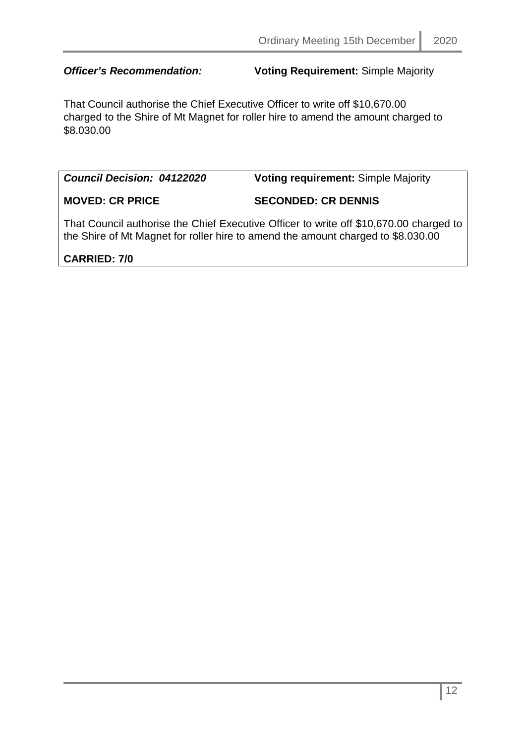***Officer's Recommendation:*** **Voting Requirement:** Simple Majority

That Council authorise the Chief Executive Officer to write off $10,670.00 charged to the Shire of Mt Magnet for roller hire to amend the amount charged to $8.030.00

***Council Decision: 04122020*** **Voting requirement:** Simple Majority

**MOVED: CR PRICE** **SECONDED: CR DENNIS**

That Council authorise the Chief Executive Officer to write off $10,670.00 charged to the Shire of Mt Magnet for roller hire to amend the amount charged to $8.030.00

**CARRIED: 7/0**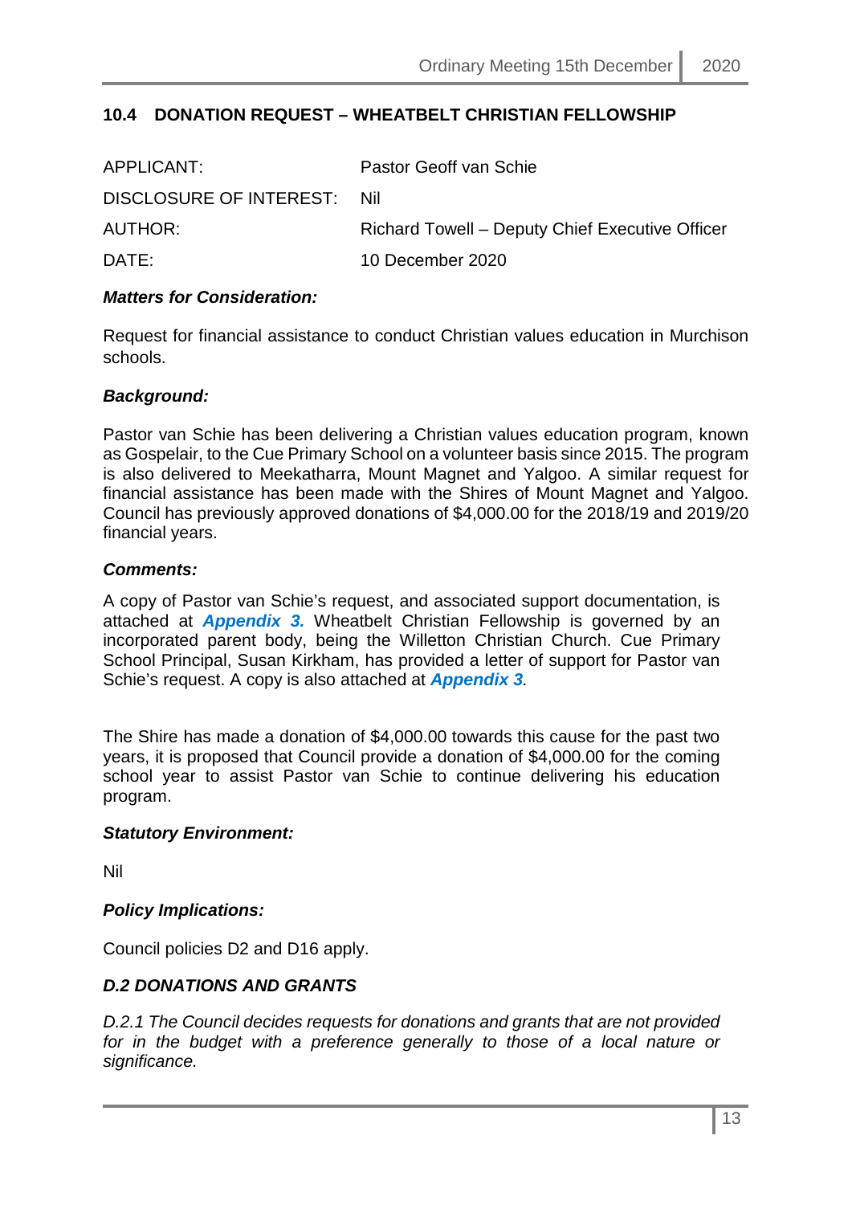## 10.4 DONATION REQUEST – WHEATBELT CHRISTIAN FELLOWSHIP

| | |
|---|---|
| APPLICANT: | Pastor Geoff van Schie |
| DISCLOSURE OF INTEREST: | Nil |
| AUTHOR: | Richard Towell – Deputy Chief Executive Officer |
| DATE: | 10 December 2020 |

***Matters for Consideration:***

Request for financial assistance to conduct Christian values education in Murchison schools.

***Background:***

Pastor van Schie has been delivering a Christian values education program, known as Gospelair, to the Cue Primary School on a volunteer basis since 2015. The program is also delivered to Meekatharra, Mount Magnet and Yalgoo. A similar request for financial assistance has been made with the Shires of Mount Magnet and Yalgoo. Council has previously approved donations of $4,000.00 for the 2018/19 and 2019/20 financial years.

***Comments:***

A copy of Pastor van Schie's request, and associated support documentation, is attached at ***Appendix 3.*** Wheatbelt Christian Fellowship is governed by an incorporated parent body, being the Willetton Christian Church. Cue Primary School Principal, Susan Kirkham, has provided a letter of support for Pastor van Schie's request. A copy is also attached at ***Appendix 3***.

The Shire has made a donation of $4,000.00 towards this cause for the past two years, it is proposed that Council provide a donation of $4,000.00 for the coming school year to assist Pastor van Schie to continue delivering his education program.

***Statutory Environment:***

Nil

***Policy Implications:***

Council policies D2 and D16 apply.

***D.2 DONATIONS AND GRANTS***

*D.2.1 The Council decides requests for donations and grants that are not provided for in the budget with a preference generally to those of a local nature or significance.*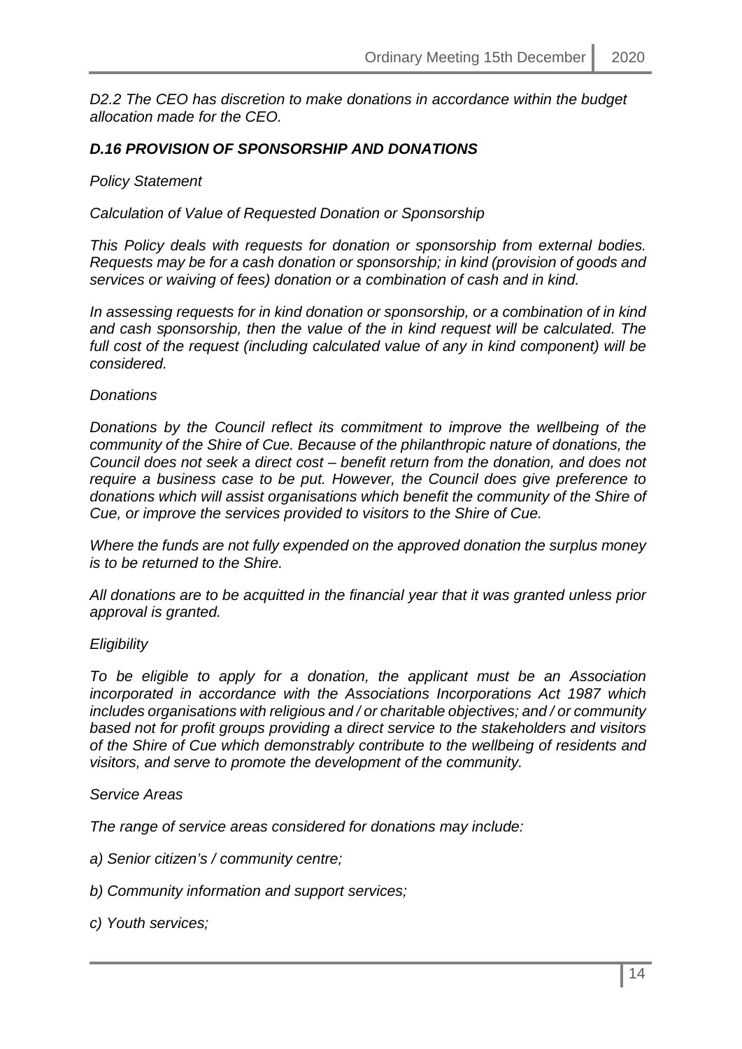*D2.2 The CEO has discretion to make donations in accordance within the budget allocation made for the CEO.*

### ***D.16 PROVISION OF SPONSORSHIP AND DONATIONS***

*Policy Statement*

*Calculation of Value of Requested Donation or Sponsorship*

*This Policy deals with requests for donation or sponsorship from external bodies. Requests may be for a cash donation or sponsorship; in kind (provision of goods and services or waiving of fees) donation or a combination of cash and in kind.*

*In assessing requests for in kind donation or sponsorship, or a combination of in kind and cash sponsorship, then the value of the in kind request will be calculated. The full cost of the request (including calculated value of any in kind component) will be considered.*

*Donations*

*Donations by the Council reflect its commitment to improve the wellbeing of the community of the Shire of Cue. Because of the philanthropic nature of donations, the Council does not seek a direct cost – benefit return from the donation, and does not require a business case to be put. However, the Council does give preference to donations which will assist organisations which benefit the community of the Shire of Cue, or improve the services provided to visitors to the Shire of Cue.*

*Where the funds are not fully expended on the approved donation the surplus money is to be returned to the Shire.*

*All donations are to be acquitted in the financial year that it was granted unless prior approval is granted.*

*Eligibility*

*To be eligible to apply for a donation, the applicant must be an Association incorporated in accordance with the Associations Incorporations Act 1987 which includes organisations with religious and / or charitable objectives; and / or community based not for profit groups providing a direct service to the stakeholders and visitors of the Shire of Cue which demonstrably contribute to the wellbeing of residents and visitors, and serve to promote the development of the community.*

*Service Areas*

*The range of service areas considered for donations may include:*

*a) Senior citizen's / community centre;*

*b) Community information and support services;*

*c) Youth services;*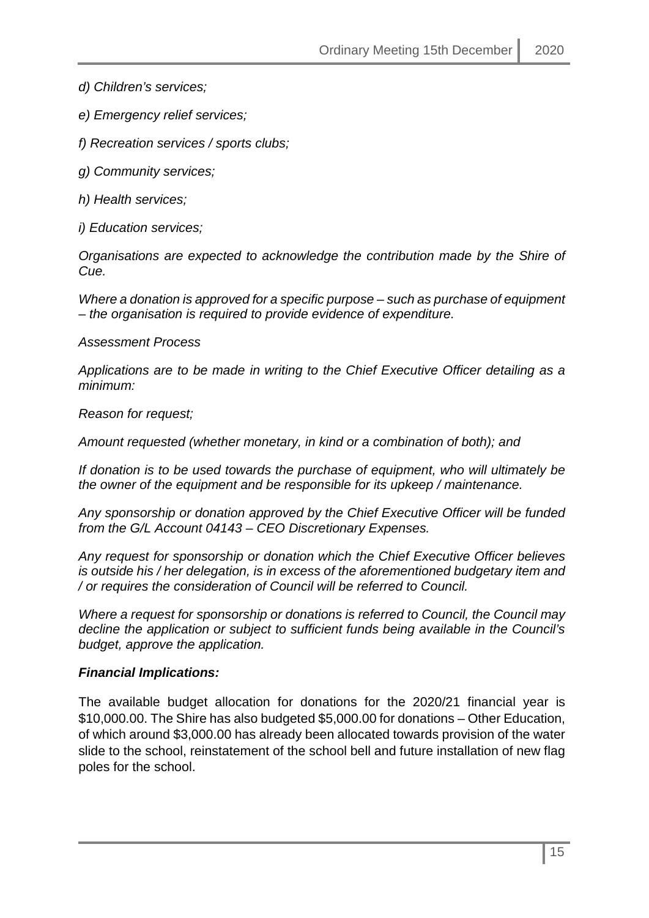*d) Children's services;*

*e) Emergency relief services;*

*f) Recreation services / sports clubs;*

*g) Community services;*

*h) Health services;*

*i) Education services;*

*Organisations are expected to acknowledge the contribution made by the Shire of Cue.*

*Where a donation is approved for a specific purpose – such as purchase of equipment – the organisation is required to provide evidence of expenditure.*

*Assessment Process*

*Applications are to be made in writing to the Chief Executive Officer detailing as a minimum:*

*Reason for request;*

*Amount requested (whether monetary, in kind or a combination of both); and*

*If donation is to be used towards the purchase of equipment, who will ultimately be the owner of the equipment and be responsible for its upkeep / maintenance.*

*Any sponsorship or donation approved by the Chief Executive Officer will be funded from the G/L Account 04143 – CEO Discretionary Expenses.*

*Any request for sponsorship or donation which the Chief Executive Officer believes is outside his / her delegation, is in excess of the aforementioned budgetary item and / or requires the consideration of Council will be referred to Council.*

*Where a request for sponsorship or donations is referred to Council, the Council may decline the application or subject to sufficient funds being available in the Council's budget, approve the application.*

***Financial Implications:***

The available budget allocation for donations for the 2020/21 financial year is $10,000.00. The Shire has also budgeted $5,000.00 for donations – Other Education, of which around $3,000.00 has already been allocated towards provision of the water slide to the school, reinstatement of the school bell and future installation of new flag poles for the school.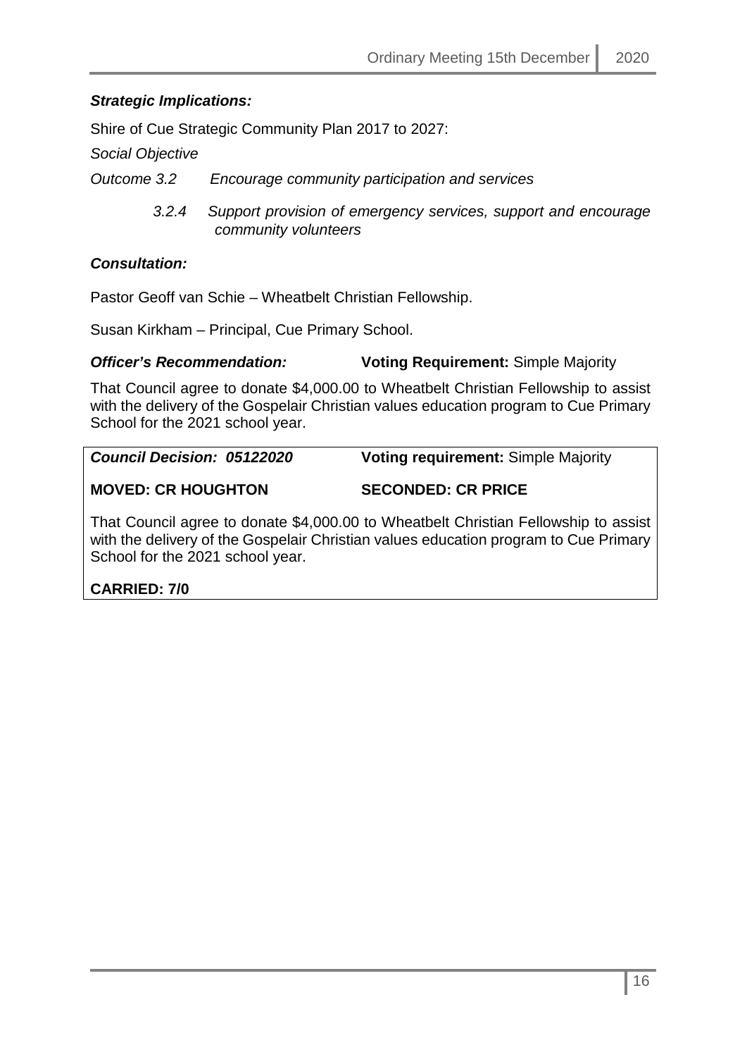***Strategic Implications:***

Shire of Cue Strategic Community Plan 2017 to 2027:

*Social Objective*

*Outcome 3.2 Encourage community participation and services*

> *3.2.4 Support provision of emergency services, support and encourage community volunteers*

***Consultation:***

Pastor Geoff van Schie – Wheatbelt Christian Fellowship.

Susan Kirkham – Principal, Cue Primary School.

***Officer's Recommendation:*** **Voting Requirement:** Simple Majority

That Council agree to donate $4,000.00 to Wheatbelt Christian Fellowship to assist with the delivery of the Gospelair Christian values education program to Cue Primary School for the 2021 school year.

***Council Decision: 05122020*** **Voting requirement:** Simple Majority

**MOVED: CR HOUGHTON** **SECONDED: CR PRICE**

That Council agree to donate $4,000.00 to Wheatbelt Christian Fellowship to assist with the delivery of the Gospelair Christian values education program to Cue Primary School for the 2021 school year.

**CARRIED: 7/0**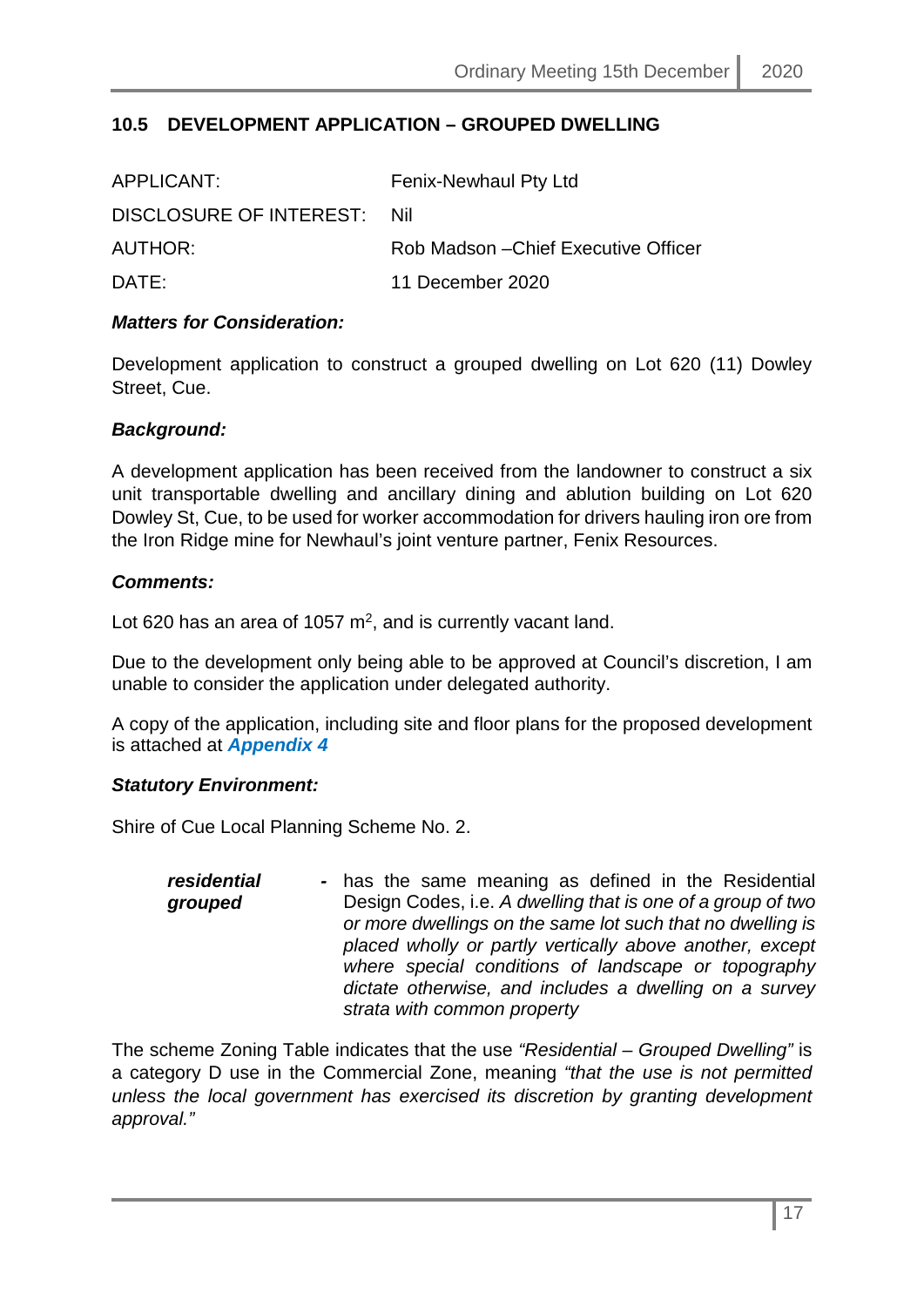## 10.5 DEVELOPMENT APPLICATION – GROUPED DWELLING

| | |
|---|---|
| APPLICANT: | Fenix-Newhaul Pty Ltd |
| DISCLOSURE OF INTEREST: | Nil |
| AUTHOR: | Rob Madson –Chief Executive Officer |
| DATE: | 11 December 2020 |

***Matters for Consideration:***

Development application to construct a grouped dwelling on Lot 620 (11) Dowley Street, Cue.

***Background:***

A development application has been received from the landowner to construct a six unit transportable dwelling and ancillary dining and ablution building on Lot 620 Dowley St, Cue, to be used for worker accommodation for drivers hauling iron ore from the Iron Ridge mine for Newhaul's joint venture partner, Fenix Resources.

***Comments:***

Lot 620 has an area of 1057 m$^2$, and is currently vacant land.

Due to the development only being able to be approved at Council's discretion, I am unable to consider the application under delegated authority.

A copy of the application, including site and floor plans for the proposed development is attached at ***Appendix 4***

***Statutory Environment:***

Shire of Cue Local Planning Scheme No. 2.

> ***residential grouped*** - has the same meaning as defined in the Residential Design Codes, i.e. *A dwelling that is one of a group of two or more dwellings on the same lot such that no dwelling is placed wholly or partly vertically above another, except where special conditions of landscape or topography dictate otherwise, and includes a dwelling on a survey strata with common property*

The scheme Zoning Table indicates that the use *"Residential – Grouped Dwelling"* is a category D use in the Commercial Zone, meaning *"that the use is not permitted unless the local government has exercised its discretion by granting development approval."*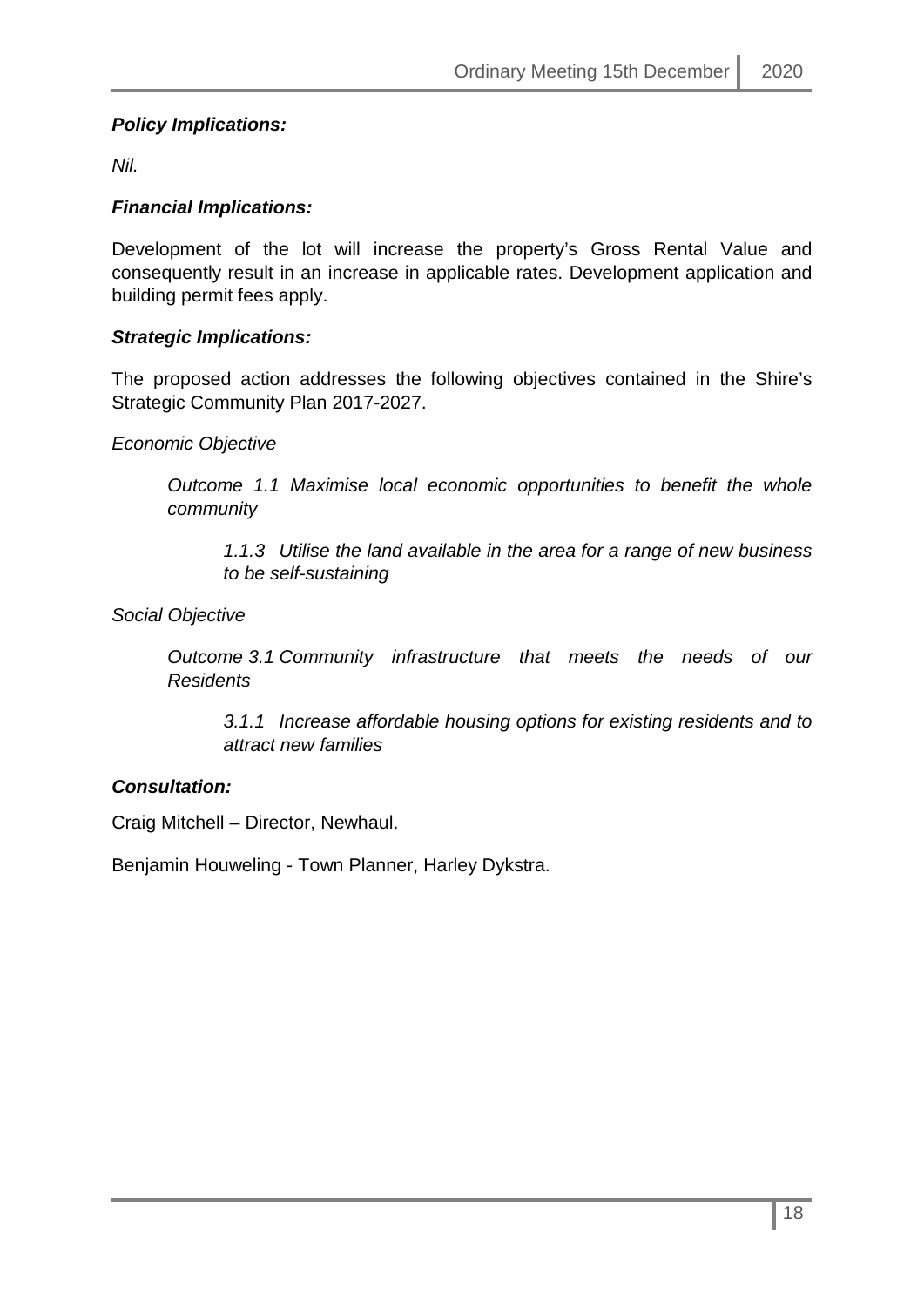***Policy Implications:***

*Nil.*

***Financial Implications:***

Development of the lot will increase the property's Gross Rental Value and consequently result in an increase in applicable rates. Development application and building permit fees apply.

***Strategic Implications:***

The proposed action addresses the following objectives contained in the Shire's Strategic Community Plan 2017-2027.

*Economic Objective*

> *Outcome 1.1 Maximise local economic opportunities to benefit the whole community*
>
> > *1.1.3 Utilise the land available in the area for a range of new business to be self-sustaining*

*Social Objective*

> *Outcome 3.1 Community infrastructure that meets the needs of our Residents*
>
> > *3.1.1 Increase affordable housing options for existing residents and to attract new families*

***Consultation:***

Craig Mitchell – Director, Newhaul.

Benjamin Houweling - Town Planner, Harley Dykstra.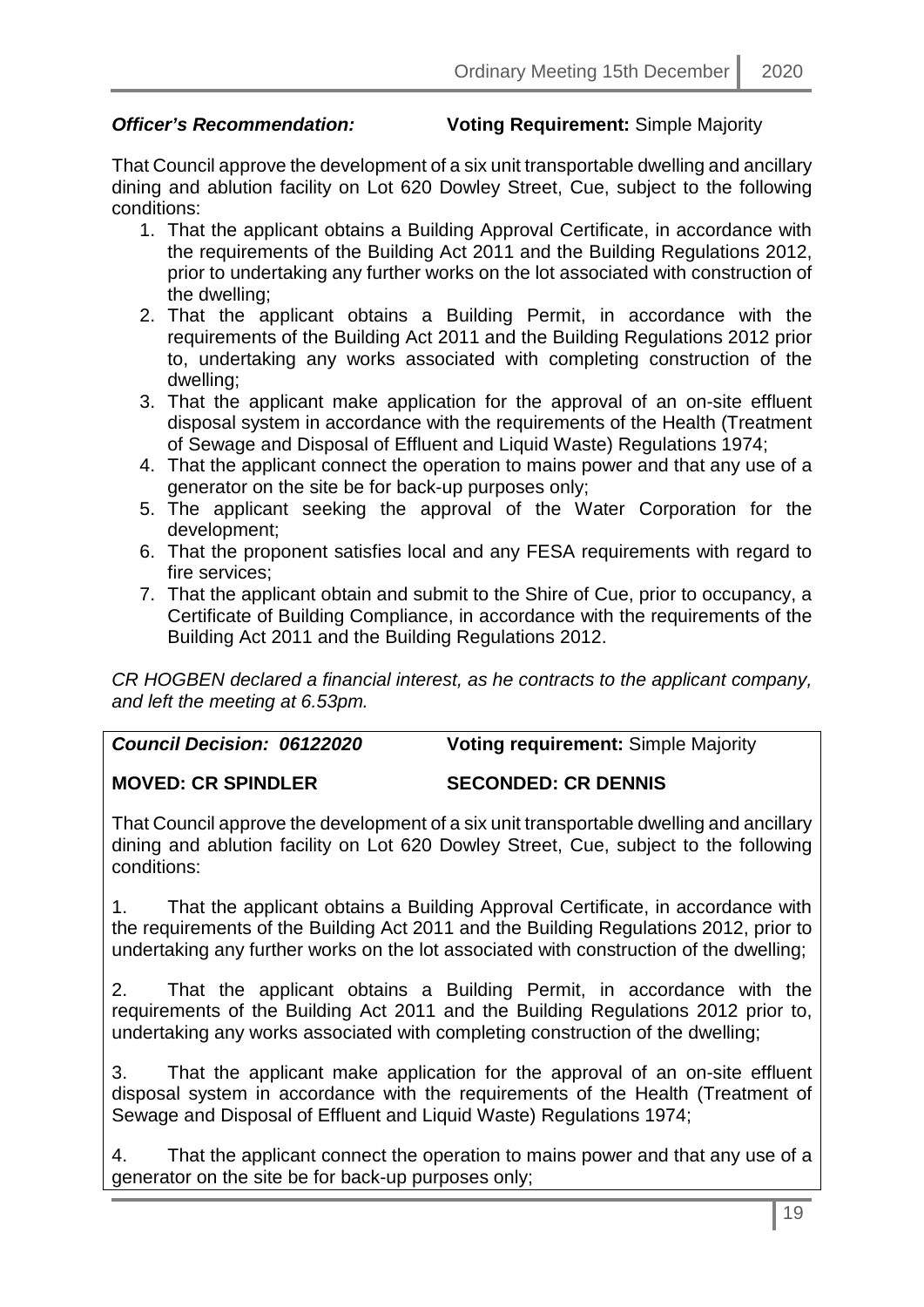***Officer's Recommendation:*** **Voting Requirement:** Simple Majority

That Council approve the development of a six unit transportable dwelling and ancillary dining and ablution facility on Lot 620 Dowley Street, Cue, subject to the following conditions:

1. That the applicant obtains a Building Approval Certificate, in accordance with the requirements of the Building Act 2011 and the Building Regulations 2012, prior to undertaking any further works on the lot associated with construction of the dwelling;
2. That the applicant obtains a Building Permit, in accordance with the requirements of the Building Act 2011 and the Building Regulations 2012 prior to, undertaking any works associated with completing construction of the dwelling;
3. That the applicant make application for the approval of an on-site effluent disposal system in accordance with the requirements of the Health (Treatment of Sewage and Disposal of Effluent and Liquid Waste) Regulations 1974;
4. That the applicant connect the operation to mains power and that any use of a generator on the site be for back-up purposes only;
5. The applicant seeking the approval of the Water Corporation for the development;
6. That the proponent satisfies local and any FESA requirements with regard to fire services;
7. That the applicant obtain and submit to the Shire of Cue, prior to occupancy, a Certificate of Building Compliance, in accordance with the requirements of the Building Act 2011 and the Building Regulations 2012.

*CR HOGBEN declared a financial interest, as he contracts to the applicant company, and left the meeting at 6.53pm.*

***Council Decision: 06122020*** **Voting requirement:** Simple Majority

**MOVED: CR SPINDLER** **SECONDED: CR DENNIS**

That Council approve the development of a six unit transportable dwelling and ancillary dining and ablution facility on Lot 620 Dowley Street, Cue, subject to the following conditions:

1. That the applicant obtains a Building Approval Certificate, in accordance with the requirements of the Building Act 2011 and the Building Regulations 2012, prior to undertaking any further works on the lot associated with construction of the dwelling;

2. That the applicant obtains a Building Permit, in accordance with the requirements of the Building Act 2011 and the Building Regulations 2012 prior to, undertaking any works associated with completing construction of the dwelling;

3. That the applicant make application for the approval of an on-site effluent disposal system in accordance with the requirements of the Health (Treatment of Sewage and Disposal of Effluent and Liquid Waste) Regulations 1974;

4. That the applicant connect the operation to mains power and that any use of a generator on the site be for back-up purposes only;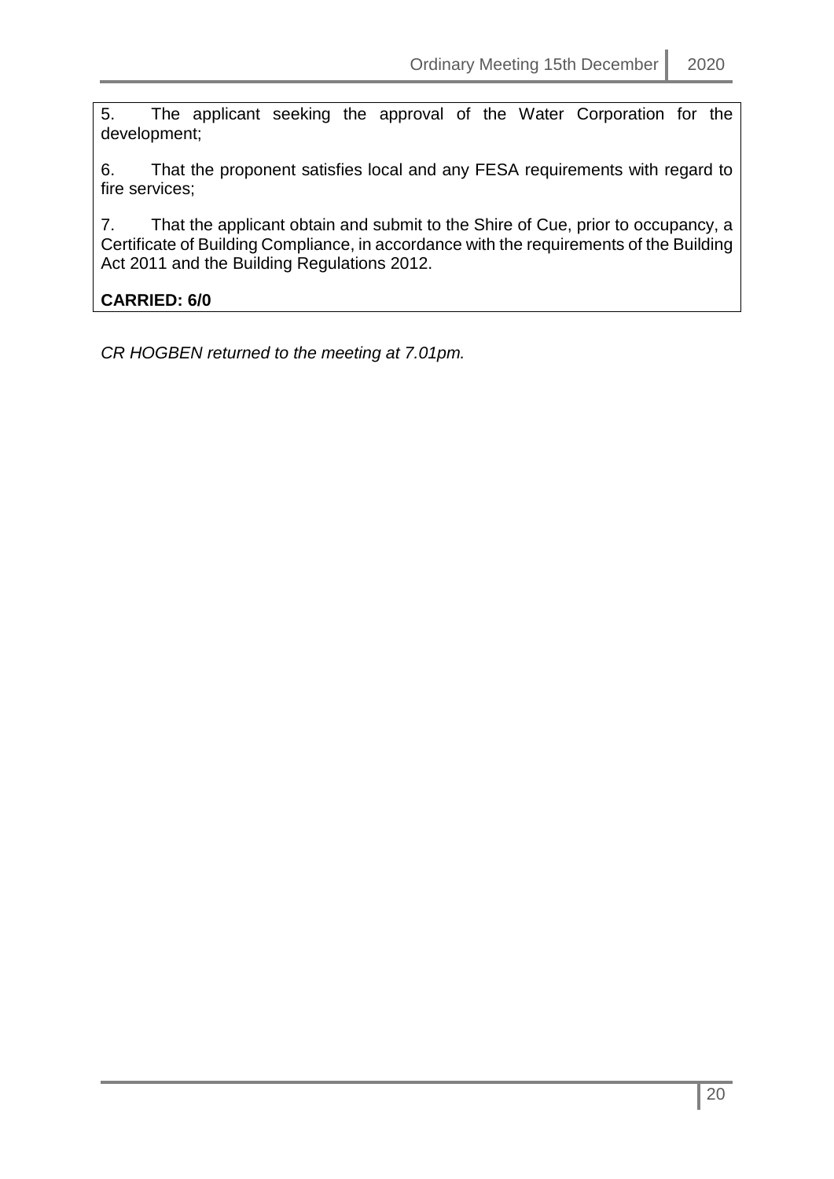5. The applicant seeking the approval of the Water Corporation for the development;

6. That the proponent satisfies local and any FESA requirements with regard to fire services;

7. That the applicant obtain and submit to the Shire of Cue, prior to occupancy, a Certificate of Building Compliance, in accordance with the requirements of the Building Act 2011 and the Building Regulations 2012.

**CARRIED: 6/0**

*CR HOGBEN returned to the meeting at 7.01pm.*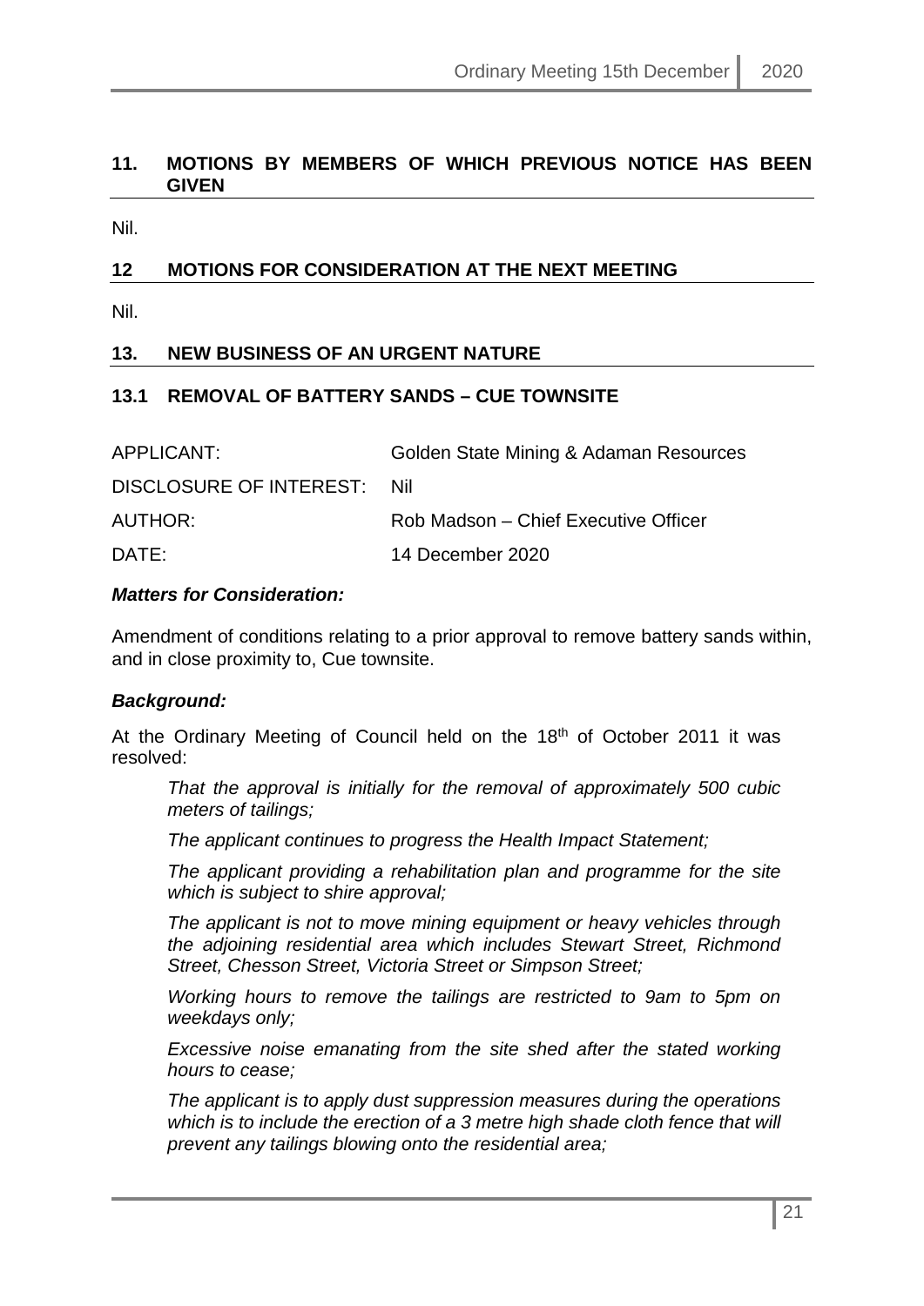## 11. MOTIONS BY MEMBERS OF WHICH PREVIOUS NOTICE HAS BEEN GIVEN

Nil.

## 12 MOTIONS FOR CONSIDERATION AT THE NEXT MEETING

Nil.

## 13. NEW BUSINESS OF AN URGENT NATURE

### 13.1 REMOVAL OF BATTERY SANDS – CUE TOWNSITE

| | |
|---|---|
| APPLICANT: | Golden State Mining & Adaman Resources |
| DISCLOSURE OF INTEREST: | Nil |
| AUTHOR: | Rob Madson – Chief Executive Officer |
| DATE: | 14 December 2020 |

***Matters for Consideration:***

Amendment of conditions relating to a prior approval to remove battery sands within, and in close proximity to, Cue townsite.

***Background:***

At the Ordinary Meeting of Council held on the 18th of October 2011 it was resolved:

> *That the approval is initially for the removal of approximately 500 cubic meters of tailings;*
>
> *The applicant continues to progress the Health Impact Statement;*
>
> *The applicant providing a rehabilitation plan and programme for the site which is subject to shire approval;*
>
> *The applicant is not to move mining equipment or heavy vehicles through the adjoining residential area which includes Stewart Street, Richmond Street, Chesson Street, Victoria Street or Simpson Street;*
>
> *Working hours to remove the tailings are restricted to 9am to 5pm on weekdays only;*
>
> *Excessive noise emanating from the site shed after the stated working hours to cease;*
>
> *The applicant is to apply dust suppression measures during the operations which is to include the erection of a 3 metre high shade cloth fence that will prevent any tailings blowing onto the residential area;*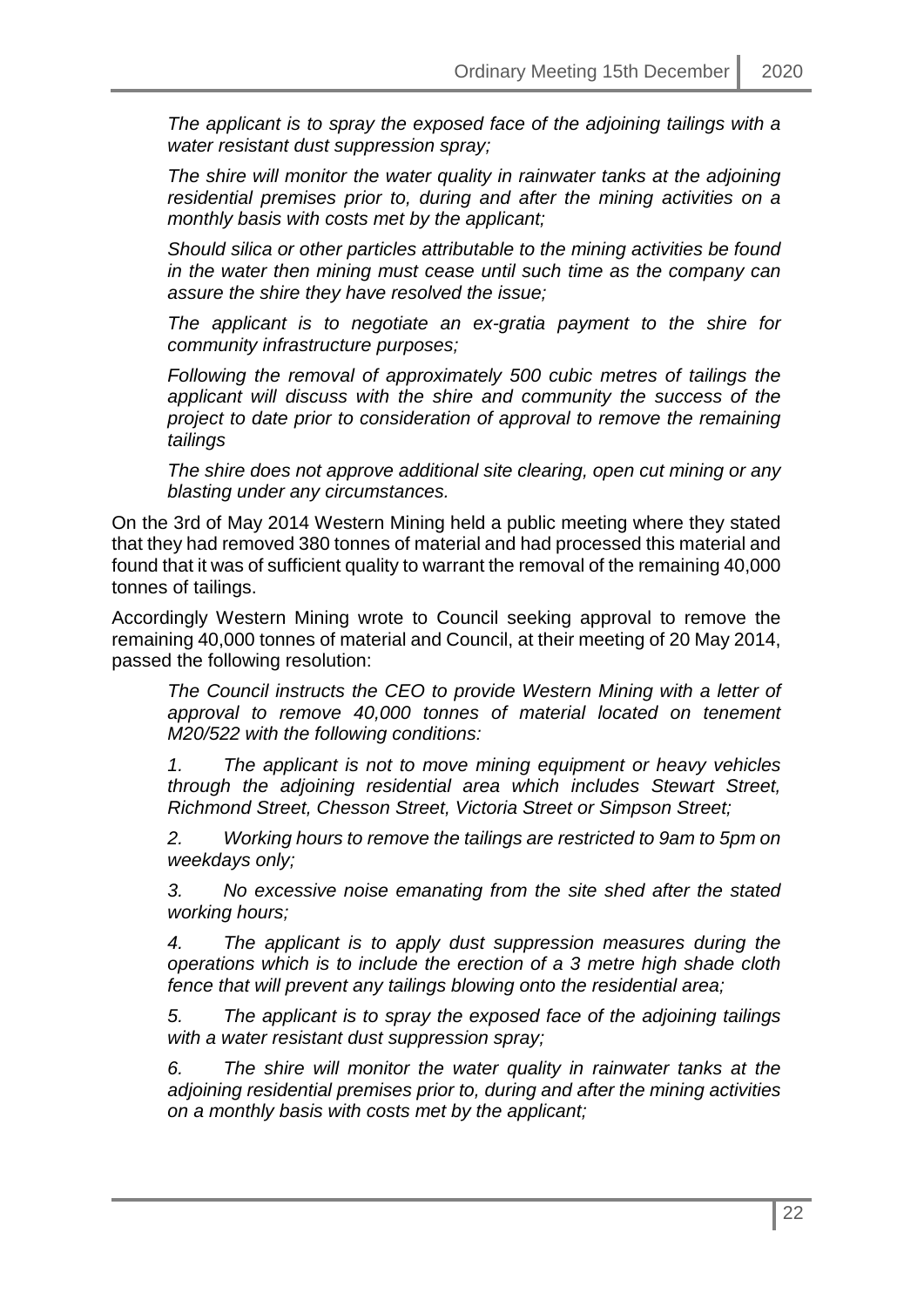*The applicant is to spray the exposed face of the adjoining tailings with a water resistant dust suppression spray;*

*The shire will monitor the water quality in rainwater tanks at the adjoining residential premises prior to, during and after the mining activities on a monthly basis with costs met by the applicant;*

*Should silica or other particles attributable to the mining activities be found in the water then mining must cease until such time as the company can assure the shire they have resolved the issue;*

*The applicant is to negotiate an ex-gratia payment to the shire for community infrastructure purposes;*

*Following the removal of approximately 500 cubic metres of tailings the applicant will discuss with the shire and community the success of the project to date prior to consideration of approval to remove the remaining tailings*

*The shire does not approve additional site clearing, open cut mining or any blasting under any circumstances.*

On the 3rd of May 2014 Western Mining held a public meeting where they stated that they had removed 380 tonnes of material and had processed this material and found that it was of sufficient quality to warrant the removal of the remaining 40,000 tonnes of tailings.

Accordingly Western Mining wrote to Council seeking approval to remove the remaining 40,000 tonnes of material and Council, at their meeting of 20 May 2014, passed the following resolution:

*The Council instructs the CEO to provide Western Mining with a letter of approval to remove 40,000 tonnes of material located on tenement M20/522 with the following conditions:*

*1. The applicant is not to move mining equipment or heavy vehicles through the adjoining residential area which includes Stewart Street, Richmond Street, Chesson Street, Victoria Street or Simpson Street;*

*2. Working hours to remove the tailings are restricted to 9am to 5pm on weekdays only;*

*3. No excessive noise emanating from the site shed after the stated working hours;*

*4. The applicant is to apply dust suppression measures during the operations which is to include the erection of a 3 metre high shade cloth fence that will prevent any tailings blowing onto the residential area;*

*5. The applicant is to spray the exposed face of the adjoining tailings with a water resistant dust suppression spray;*

*6. The shire will monitor the water quality in rainwater tanks at the adjoining residential premises prior to, during and after the mining activities on a monthly basis with costs met by the applicant;*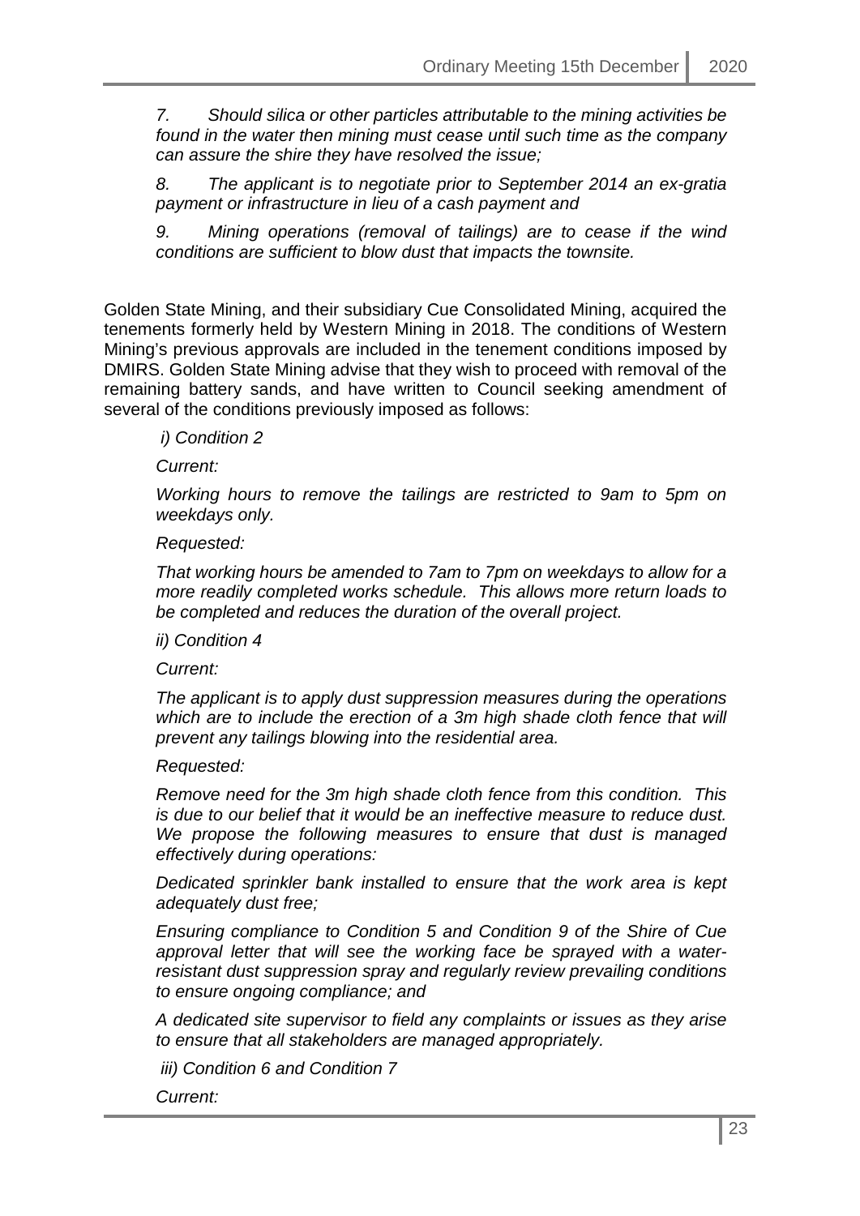*7. Should silica or other particles attributable to the mining activities be found in the water then mining must cease until such time as the company can assure the shire they have resolved the issue;*

*8. The applicant is to negotiate prior to September 2014 an ex-gratia payment or infrastructure in lieu of a cash payment and*

*9. Mining operations (removal of tailings) are to cease if the wind conditions are sufficient to blow dust that impacts the townsite.*

Golden State Mining, and their subsidiary Cue Consolidated Mining, acquired the tenements formerly held by Western Mining in 2018. The conditions of Western Mining's previous approvals are included in the tenement conditions imposed by DMIRS. Golden State Mining advise that they wish to proceed with removal of the remaining battery sands, and have written to Council seeking amendment of several of the conditions previously imposed as follows:

*i) Condition 2*

*Current:*

*Working hours to remove the tailings are restricted to 9am to 5pm on weekdays only.*

*Requested:*

*That working hours be amended to 7am to 7pm on weekdays to allow for a more readily completed works schedule. This allows more return loads to be completed and reduces the duration of the overall project.*

*ii) Condition 4*

*Current:*

*The applicant is to apply dust suppression measures during the operations which are to include the erection of a 3m high shade cloth fence that will prevent any tailings blowing into the residential area.*

*Requested:*

*Remove need for the 3m high shade cloth fence from this condition. This is due to our belief that it would be an ineffective measure to reduce dust. We propose the following measures to ensure that dust is managed effectively during operations:*

*Dedicated sprinkler bank installed to ensure that the work area is kept adequately dust free;*

*Ensuring compliance to Condition 5 and Condition 9 of the Shire of Cue approval letter that will see the working face be sprayed with a water-resistant dust suppression spray and regularly review prevailing conditions to ensure ongoing compliance; and*

*A dedicated site supervisor to field any complaints or issues as they arise to ensure that all stakeholders are managed appropriately.*

*iii) Condition 6 and Condition 7*

*Current:*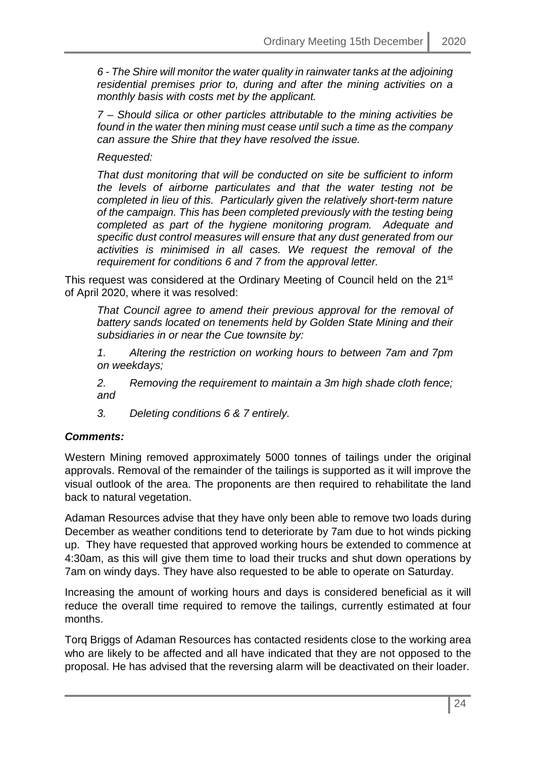*6 - The Shire will monitor the water quality in rainwater tanks at the adjoining residential premises prior to, during and after the mining activities on a monthly basis with costs met by the applicant.*

*7 – Should silica or other particles attributable to the mining activities be found in the water then mining must cease until such a time as the company can assure the Shire that they have resolved the issue.*

*Requested:*

*That dust monitoring that will be conducted on site be sufficient to inform the levels of airborne particulates and that the water testing not be completed in lieu of this. Particularly given the relatively short-term nature of the campaign. This has been completed previously with the testing being completed as part of the hygiene monitoring program. Adequate and specific dust control measures will ensure that any dust generated from our activities is minimised in all cases. We request the removal of the requirement for conditions 6 and 7 from the approval letter.*

This request was considered at the Ordinary Meeting of Council held on the 21st of April 2020, where it was resolved:

*That Council agree to amend their previous approval for the removal of battery sands located on tenements held by Golden State Mining and their subsidiaries in or near the Cue townsite by:*

*1. Altering the restriction on working hours to between 7am and 7pm on weekdays;*

*2. Removing the requirement to maintain a 3m high shade cloth fence; and*

*3. Deleting conditions 6 & 7 entirely.*

***Comments:***

Western Mining removed approximately 5000 tonnes of tailings under the original approvals. Removal of the remainder of the tailings is supported as it will improve the visual outlook of the area. The proponents are then required to rehabilitate the land back to natural vegetation.

Adaman Resources advise that they have only been able to remove two loads during December as weather conditions tend to deteriorate by 7am due to hot winds picking up. They have requested that approved working hours be extended to commence at 4:30am, as this will give them time to load their trucks and shut down operations by 7am on windy days. They have also requested to be able to operate on Saturday.

Increasing the amount of working hours and days is considered beneficial as it will reduce the overall time required to remove the tailings, currently estimated at four months.

Torq Briggs of Adaman Resources has contacted residents close to the working area who are likely to be affected and all have indicated that they are not opposed to the proposal. He has advised that the reversing alarm will be deactivated on their loader.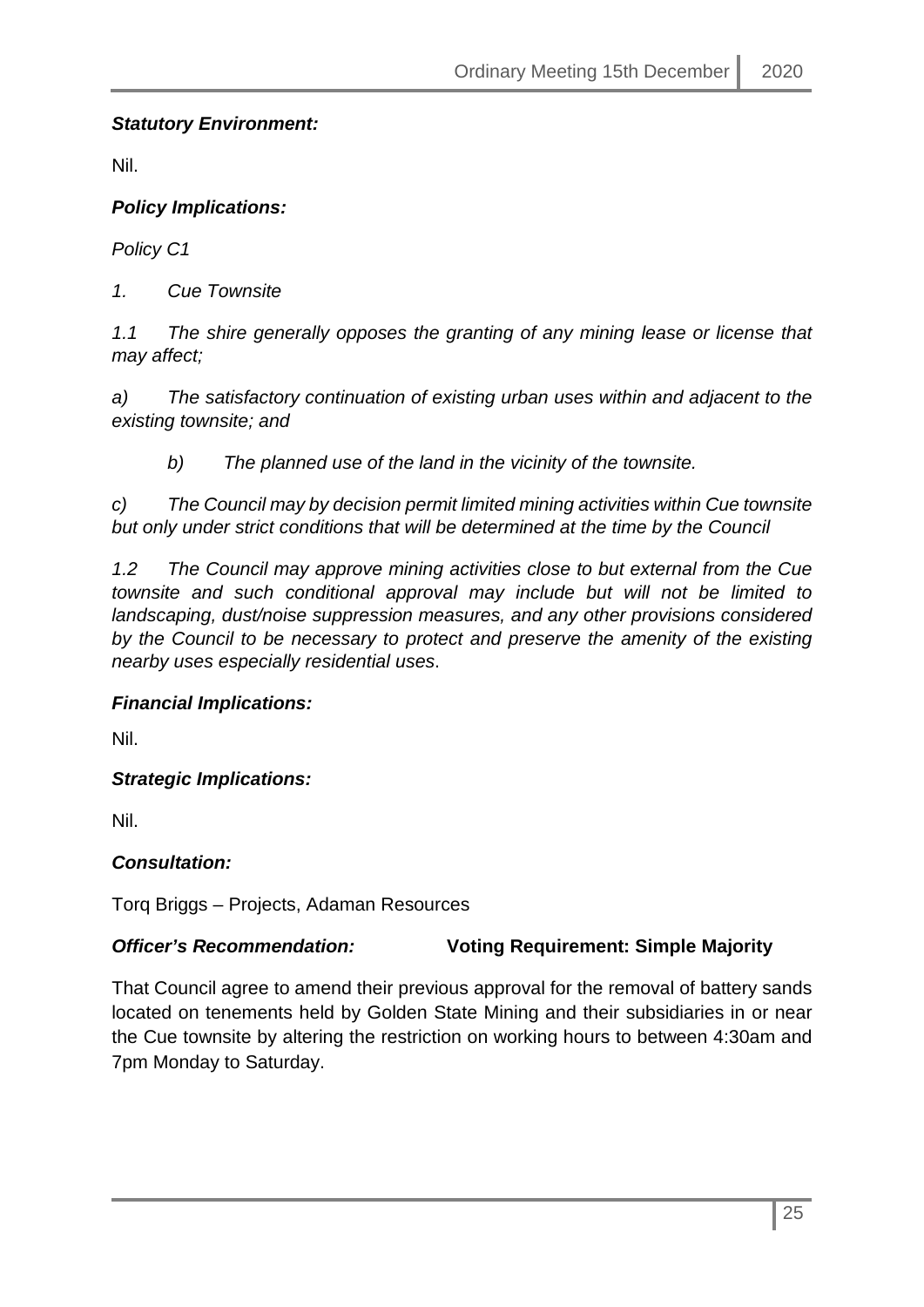***Statutory Environment:***

Nil.

***Policy Implications:***

*Policy C1*

*1. Cue Townsite*

*1.1 The shire generally opposes the granting of any mining lease or license that may affect;*

*a) The satisfactory continuation of existing urban uses within and adjacent to the existing townsite; and*

*b) The planned use of the land in the vicinity of the townsite.*

*c) The Council may by decision permit limited mining activities within Cue townsite but only under strict conditions that will be determined at the time by the Council*

*1.2 The Council may approve mining activities close to but external from the Cue townsite and such conditional approval may include but will not be limited to landscaping, dust/noise suppression measures, and any other provisions considered by the Council to be necessary to protect and preserve the amenity of the existing nearby uses especially residential uses.*

***Financial Implications:***

Nil.

***Strategic Implications:***

Nil.

***Consultation:***

Torq Briggs – Projects, Adaman Resources

***Officer's Recommendation:*** **Voting Requirement: Simple Majority**

That Council agree to amend their previous approval for the removal of battery sands located on tenements held by Golden State Mining and their subsidiaries in or near the Cue townsite by altering the restriction on working hours to between 4:30am and 7pm Monday to Saturday.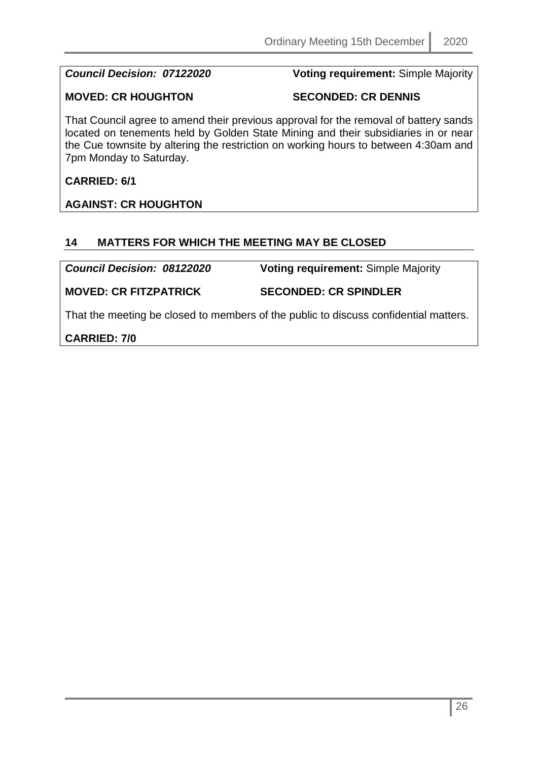***Council Decision: 07122020*** **Voting requirement:** Simple Majority

**MOVED: CR HOUGHTON** **SECONDED: CR DENNIS**

That Council agree to amend their previous approval for the removal of battery sands located on tenements held by Golden State Mining and their subsidiaries in or near the Cue townsite by altering the restriction on working hours to between 4:30am and 7pm Monday to Saturday.

**CARRIED: 6/1**

**AGAINST: CR HOUGHTON**

## 14 MATTERS FOR WHICH THE MEETING MAY BE CLOSED

***Council Decision: 08122020*** **Voting requirement:** Simple Majority

**MOVED: CR FITZPATRICK** **SECONDED: CR SPINDLER**

That the meeting be closed to members of the public to discuss confidential matters.

**CARRIED: 7/0**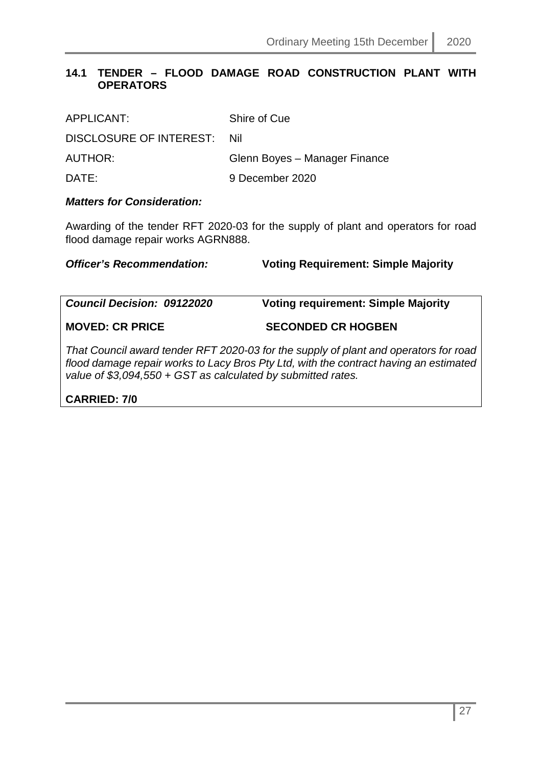## 14.1 TENDER – FLOOD DAMAGE ROAD CONSTRUCTION PLANT WITH OPERATORS

| | |
|---|---|
| APPLICANT: | Shire of Cue |
| DISCLOSURE OF INTEREST: | Nil |
| AUTHOR: | Glenn Boyes – Manager Finance |
| DATE: | 9 December 2020 |

***Matters for Consideration:***

Awarding of the tender RFT 2020-03 for the supply of plant and operators for road flood damage repair works AGRN888.

***Officer's Recommendation:*** **Voting Requirement: Simple Majority**

***Council Decision: 09122020*** **Voting requirement: Simple Majority**

**MOVED: CR PRICE** **SECONDED CR HOGBEN**

*That Council award tender RFT 2020-03 for the supply of plant and operators for road flood damage repair works to Lacy Bros Pty Ltd, with the contract having an estimated value of $3,094,550 + GST as calculated by submitted rates.*

**CARRIED: 7/0**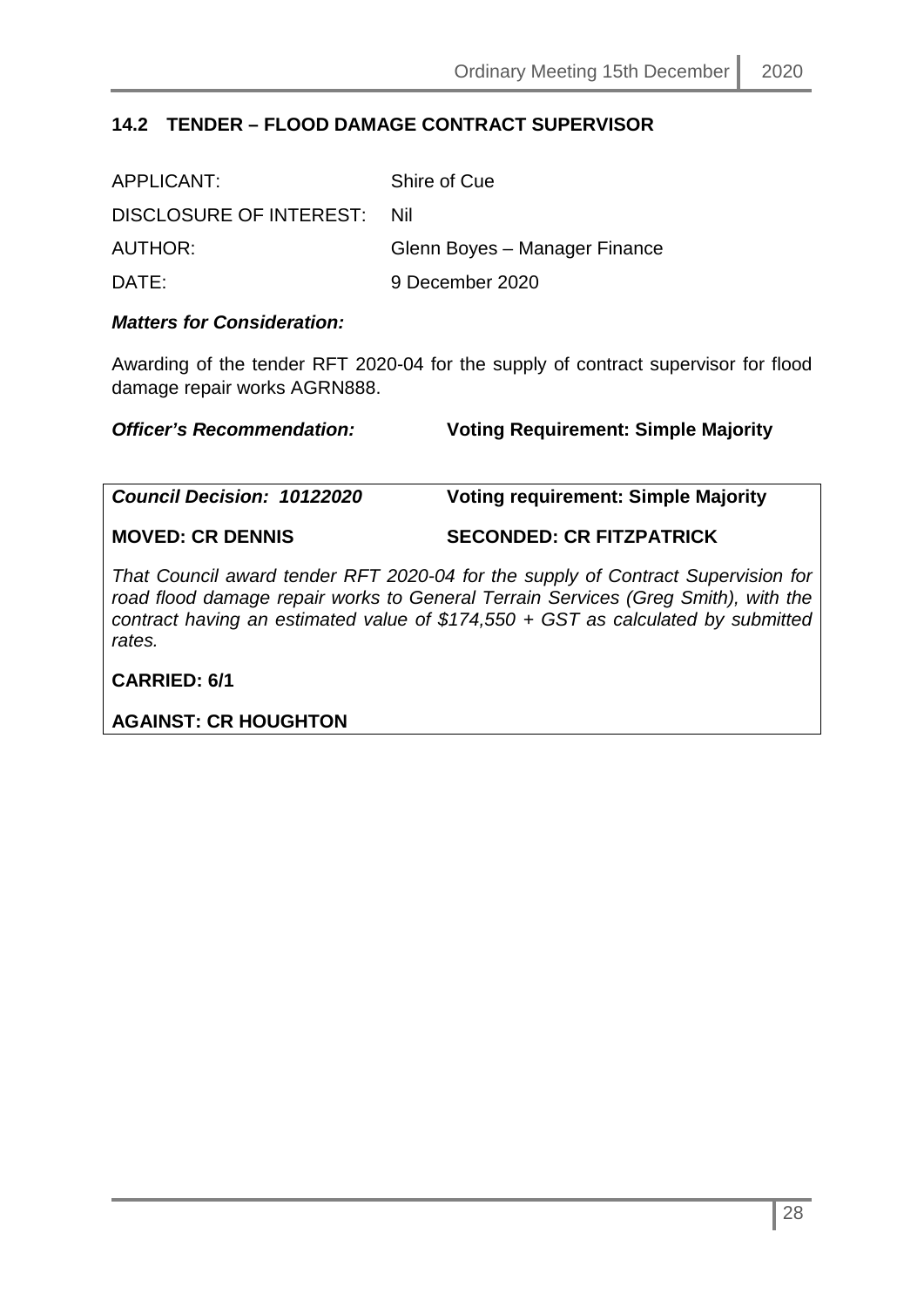## 14.2 TENDER – FLOOD DAMAGE CONTRACT SUPERVISOR

| | |
|---|---|
| APPLICANT: | Shire of Cue |
| DISCLOSURE OF INTEREST: | Nil |
| AUTHOR: | Glenn Boyes – Manager Finance |
| DATE: | 9 December 2020 |

***Matters for Consideration:***

Awarding of the tender RFT 2020-04 for the supply of contract supervisor for flood damage repair works AGRN888.

***Officer's Recommendation:*** **Voting Requirement: Simple Majority**

***Council Decision: 10122020*** **Voting requirement: Simple Majority**

**MOVED: CR DENNIS** **SECONDED: CR FITZPATRICK**

*That Council award tender RFT 2020-04 for the supply of Contract Supervision for road flood damage repair works to General Terrain Services (Greg Smith), with the contract having an estimated value of $174,550 + GST as calculated by submitted rates.*

**CARRIED: 6/1**

**AGAINST: CR HOUGHTON**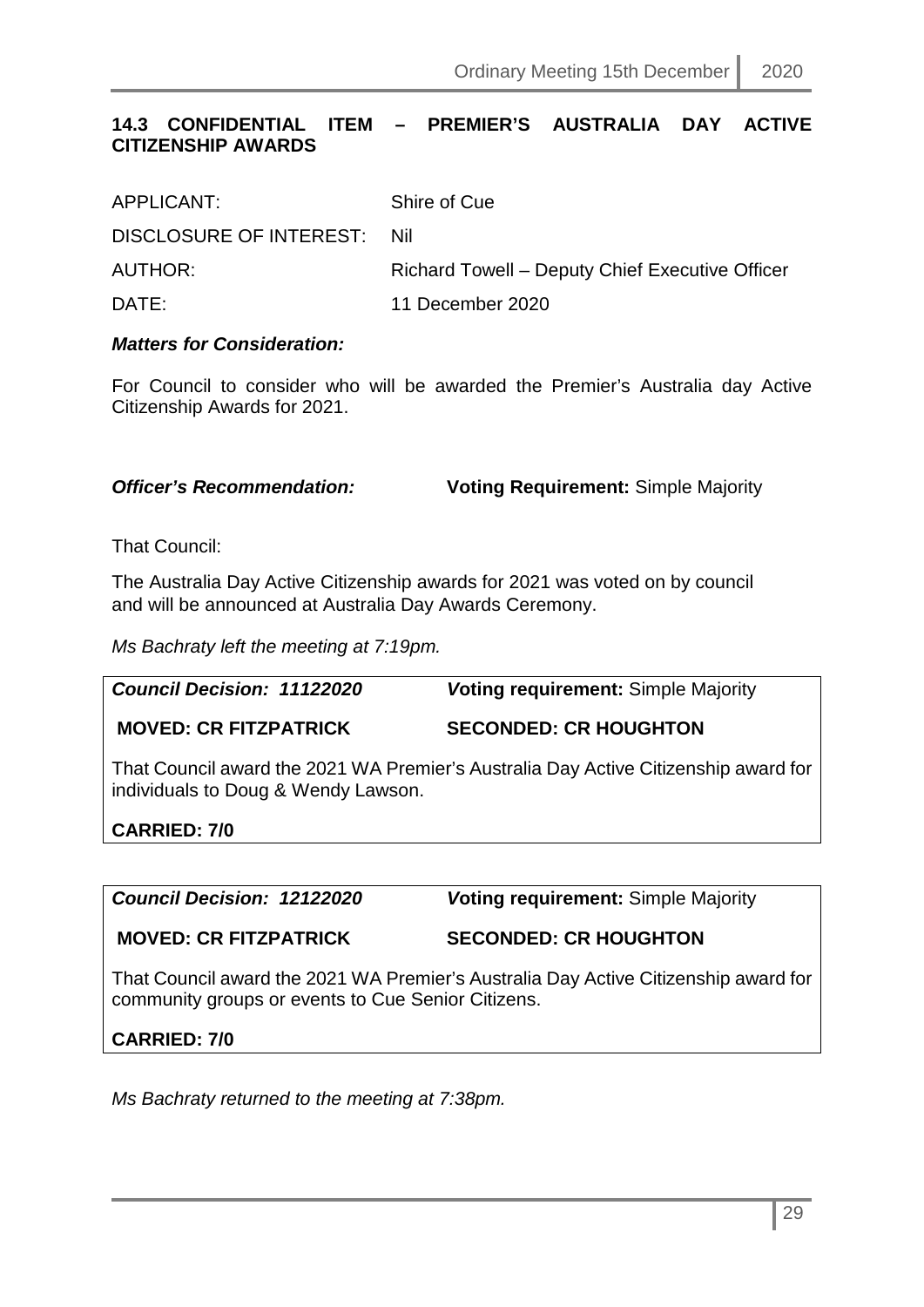## 14.3 CONFIDENTIAL ITEM – PREMIER'S AUSTRALIA DAY ACTIVE CITIZENSHIP AWARDS

| | |
|---|---|
| APPLICANT: | Shire of Cue |
| DISCLOSURE OF INTEREST: | Nil |
| AUTHOR: | Richard Towell – Deputy Chief Executive Officer |
| DATE: | 11 December 2020 |

***Matters for Consideration:***

For Council to consider who will be awarded the Premier's Australia day Active Citizenship Awards for 2021.

***Officer's Recommendation:*** **Voting Requirement:** Simple Majority

That Council:

The Australia Day Active Citizenship awards for 2021 was voted on by council and will be announced at Australia Day Awards Ceremony.

*Ms Bachraty left the meeting at 7:19pm.*

***Council Decision: 11122020*** ***V*****oting requirement:** Simple Majority

**MOVED: CR FITZPATRICK** **SECONDED: CR HOUGHTON**

That Council award the 2021 WA Premier's Australia Day Active Citizenship award for individuals to Doug & Wendy Lawson.

**CARRIED: 7/0**

***Council Decision: 12122020*** ***V*****oting requirement:** Simple Majority

**MOVED: CR FITZPATRICK** **SECONDED: CR HOUGHTON**

That Council award the 2021 WA Premier's Australia Day Active Citizenship award for community groups or events to Cue Senior Citizens.

**CARRIED: 7/0**

*Ms Bachraty returned to the meeting at 7:38pm.*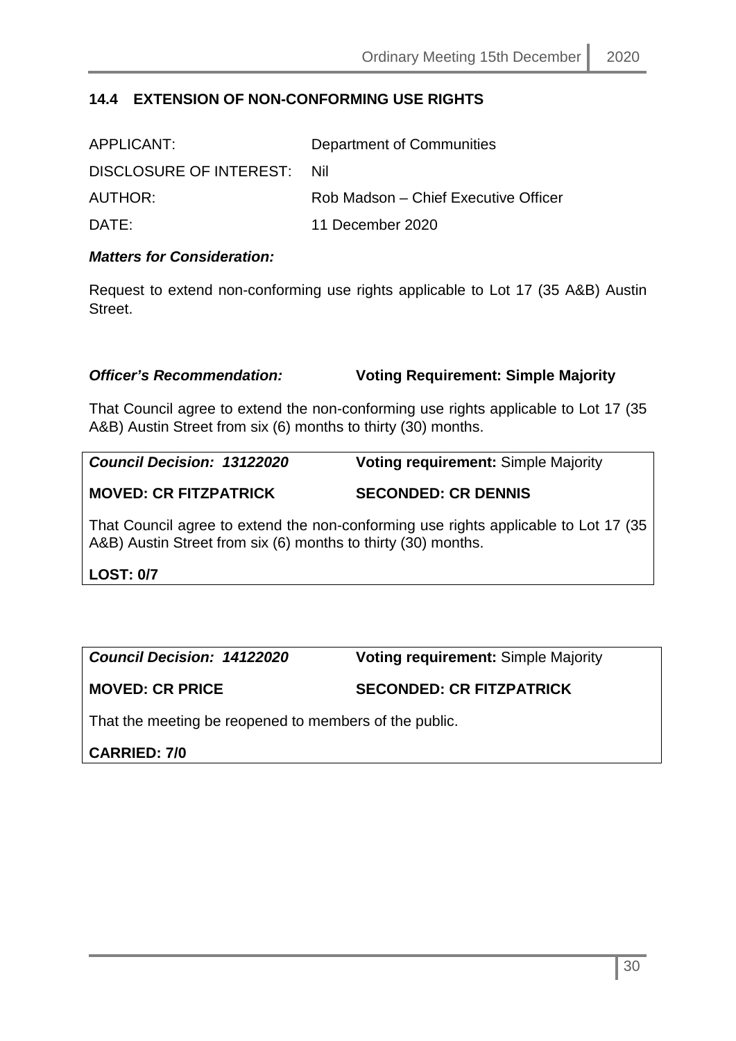## 14.4 EXTENSION OF NON-CONFORMING USE RIGHTS

| | |
|---|---|
| APPLICANT: | Department of Communities |
| DISCLOSURE OF INTEREST: | Nil |
| AUTHOR: | Rob Madson – Chief Executive Officer |
| DATE: | 11 December 2020 |

***Matters for Consideration:***

Request to extend non-conforming use rights applicable to Lot 17 (35 A&B) Austin Street.

***Officer's Recommendation:*** **Voting Requirement: Simple Majority**

That Council agree to extend the non-conforming use rights applicable to Lot 17 (35 A&B) Austin Street from six (6) months to thirty (30) months.

***Council Decision: 13122020*** **Voting requirement:** Simple Majority

**MOVED: CR FITZPATRICK** **SECONDED: CR DENNIS**

That Council agree to extend the non-conforming use rights applicable to Lot 17 (35 A&B) Austin Street from six (6) months to thirty (30) months.

**LOST: 0/7**

***Council Decision: 14122020*** **Voting requirement:** Simple Majority

**MOVED: CR PRICE** **SECONDED: CR FITZPATRICK**

That the meeting be reopened to members of the public.

**CARRIED: 7/0**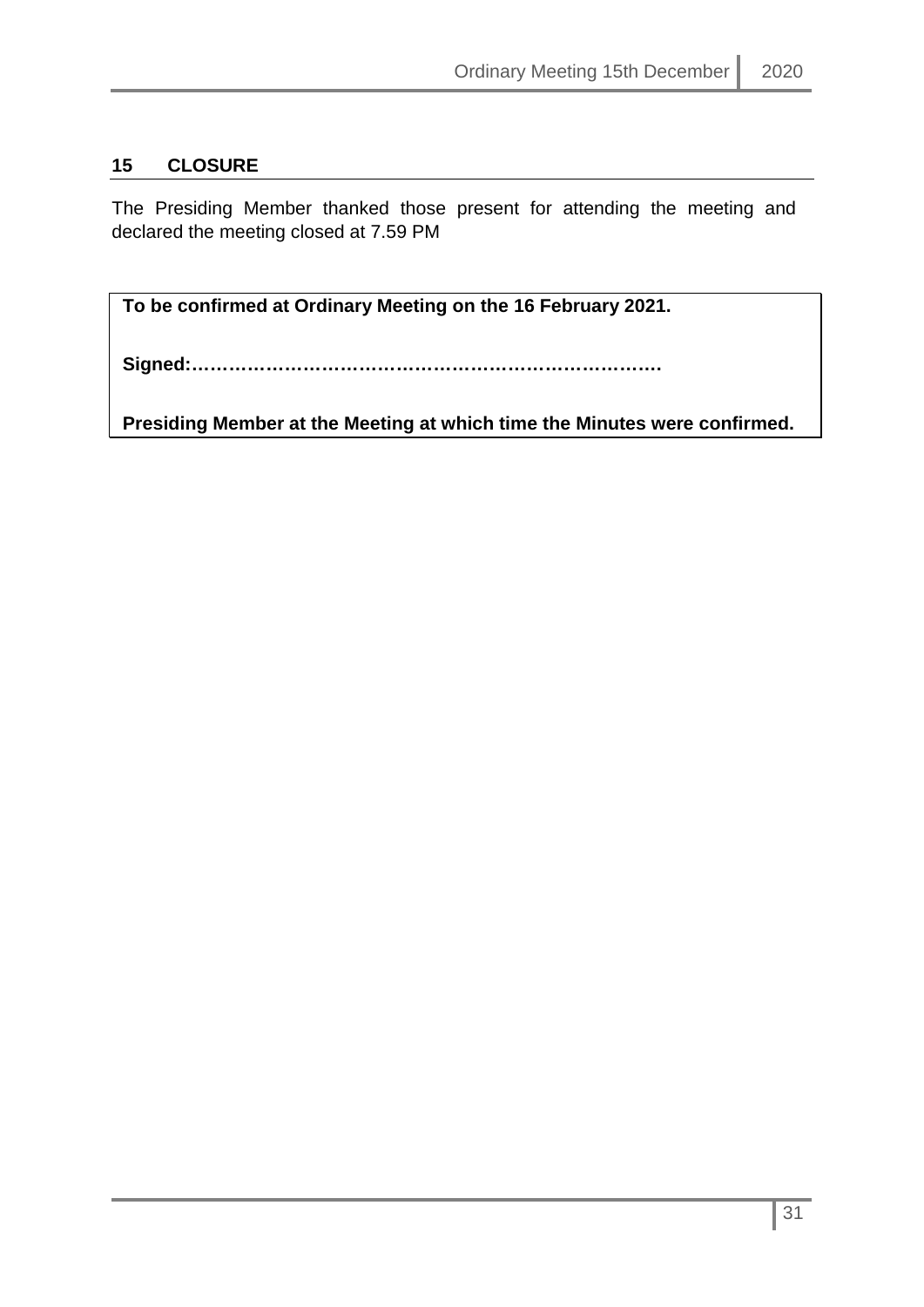## 15 CLOSURE

The Presiding Member thanked those present for attending the meeting and declared the meeting closed at 7.59 PM

**To be confirmed at Ordinary Meeting on the 16 February 2021.**

**Signed:……………………………………………………………………**

**Presiding Member at the Meeting at which time the Minutes were confirmed.**